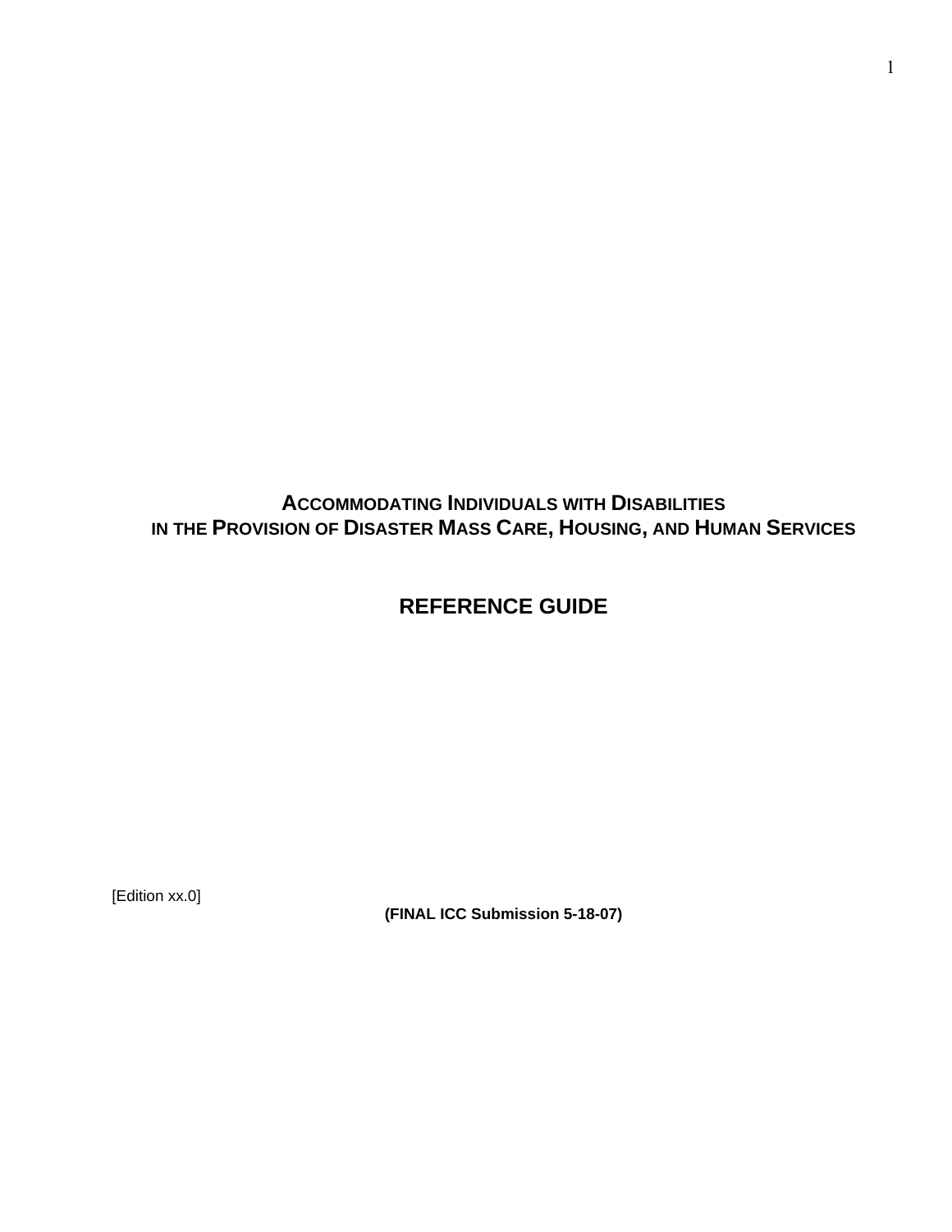# ACCOMMODATING INDIVIDUALS WITH DISABILITIES IN THE PROVISION OF DISASTER MASS CARE, HOUSING, AND HUMAN SERVICES

## REFERENCE GUIDE

[Edition xx.0]

**(FINAL ICC Submission 5-18-07)**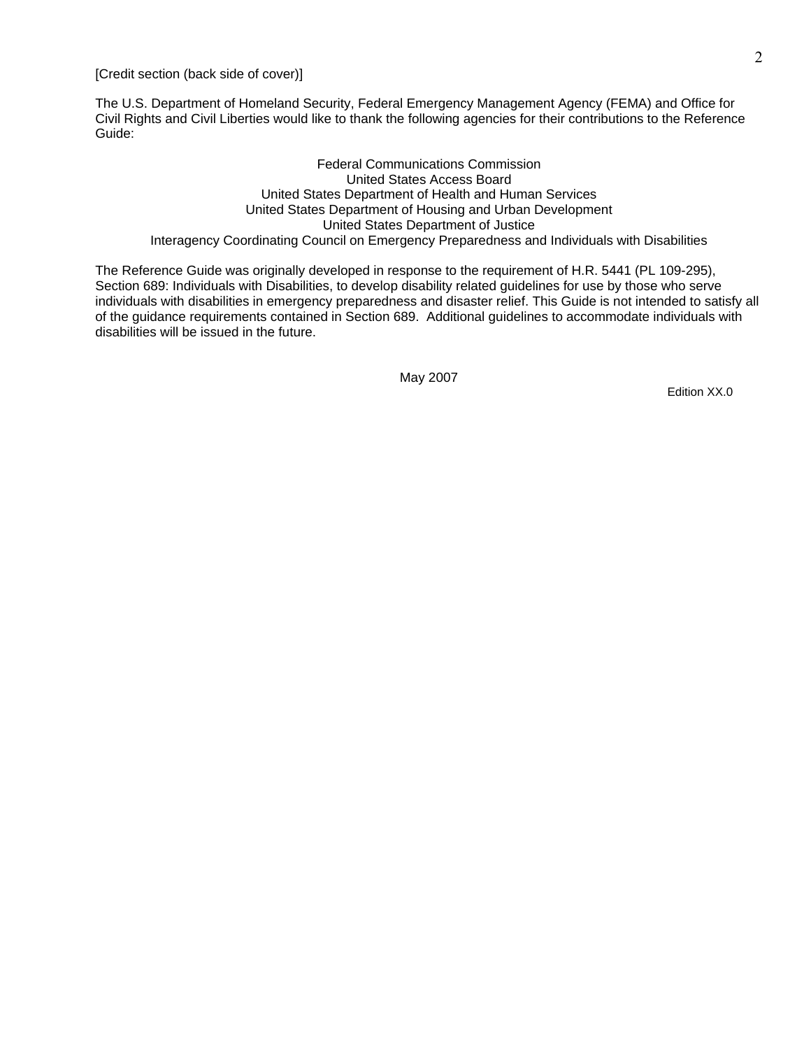[Credit section (back side of cover)]

The U.S. Department of Homeland Security, Federal Emergency Management Agency (FEMA) and Office for Civil Rights and Civil Liberties would like to thank the following agencies for their contributions to the Reference Guide:

Federal Communications Commission
United States Access Board
United States Department of Health and Human Services
United States Department of Housing and Urban Development
United States Department of Justice
Interagency Coordinating Council on Emergency Preparedness and Individuals with Disabilities

The Reference Guide was originally developed in response to the requirement of H.R. 5441 (PL 109-295), Section 689: Individuals with Disabilities, to develop disability related guidelines for use by those who serve individuals with disabilities in emergency preparedness and disaster relief. This Guide is not intended to satisfy all of the guidance requirements contained in Section 689. Additional guidelines to accommodate individuals with disabilities will be issued in the future.

May 2007

Edition XX.0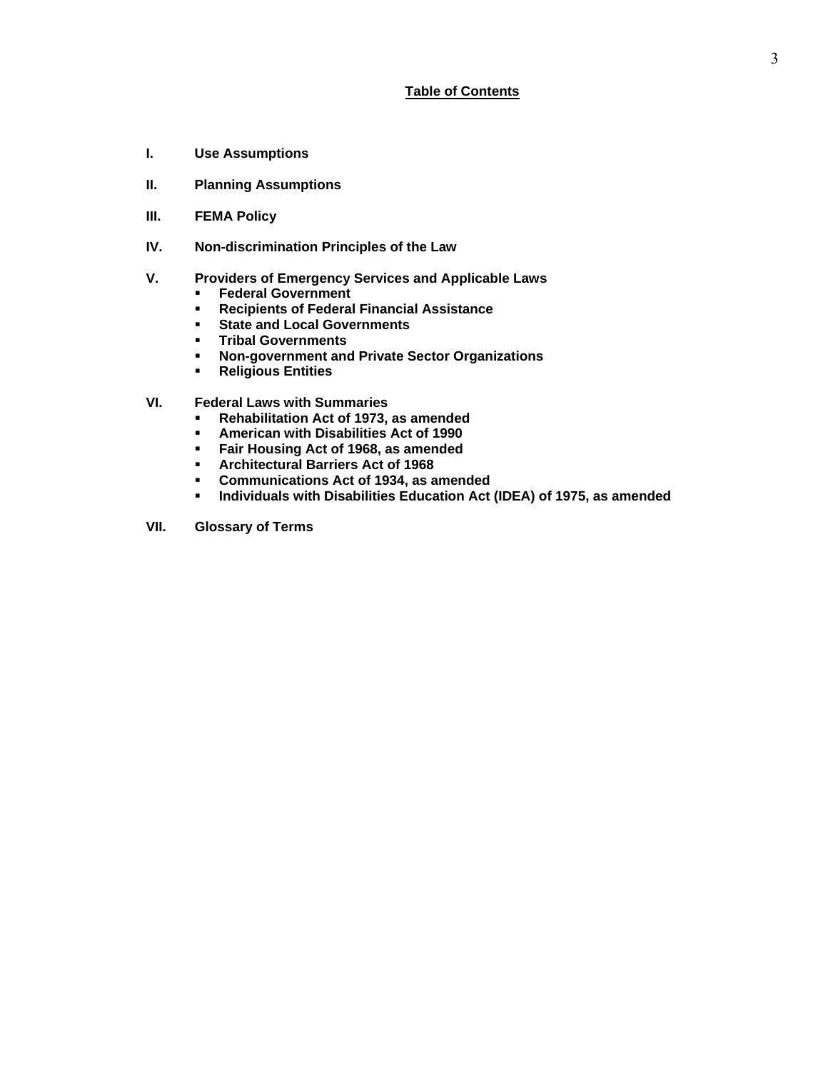## Table of Contents

**I. Use Assumptions**

**II. Planning Assumptions**

**III. FEMA Policy**

**IV. Non-discrimination Principles of the Law**

**V. Providers of Emergency Services and Applicable Laws**

- **Federal Government**
- **Recipients of Federal Financial Assistance**
- **State and Local Governments**
- **Tribal Governments**
- **Non-government and Private Sector Organizations**
- **Religious Entities**

**VI. Federal Laws with Summaries**

- **Rehabilitation Act of 1973, as amended**
- **American with Disabilities Act of 1990**
- **Fair Housing Act of 1968, as amended**
- **Architectural Barriers Act of 1968**
- **Communications Act of 1934, as amended**
- **Individuals with Disabilities Education Act (IDEA) of 1975, as amended**

**VII. Glossary of Terms**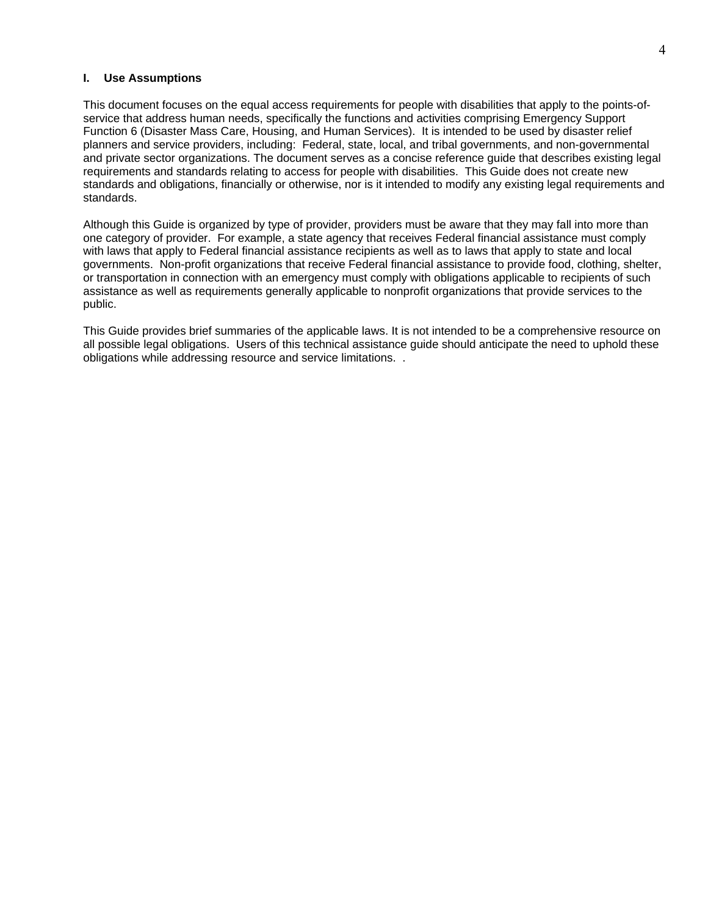## I. Use Assumptions

This document focuses on the equal access requirements for people with disabilities that apply to the points-of-service that address human needs, specifically the functions and activities comprising Emergency Support Function 6 (Disaster Mass Care, Housing, and Human Services). It is intended to be used by disaster relief planners and service providers, including: Federal, state, local, and tribal governments, and non-governmental and private sector organizations. The document serves as a concise reference guide that describes existing legal requirements and standards relating to access for people with disabilities. This Guide does not create new standards and obligations, financially or otherwise, nor is it intended to modify any existing legal requirements and standards.

Although this Guide is organized by type of provider, providers must be aware that they may fall into more than one category of provider. For example, a state agency that receives Federal financial assistance must comply with laws that apply to Federal financial assistance recipients as well as to laws that apply to state and local governments. Non-profit organizations that receive Federal financial assistance to provide food, clothing, shelter, or transportation in connection with an emergency must comply with obligations applicable to recipients of such assistance as well as requirements generally applicable to nonprofit organizations that provide services to the public.

This Guide provides brief summaries of the applicable laws. It is not intended to be a comprehensive resource on all possible legal obligations. Users of this technical assistance guide should anticipate the need to uphold these obligations while addressing resource and service limitations. .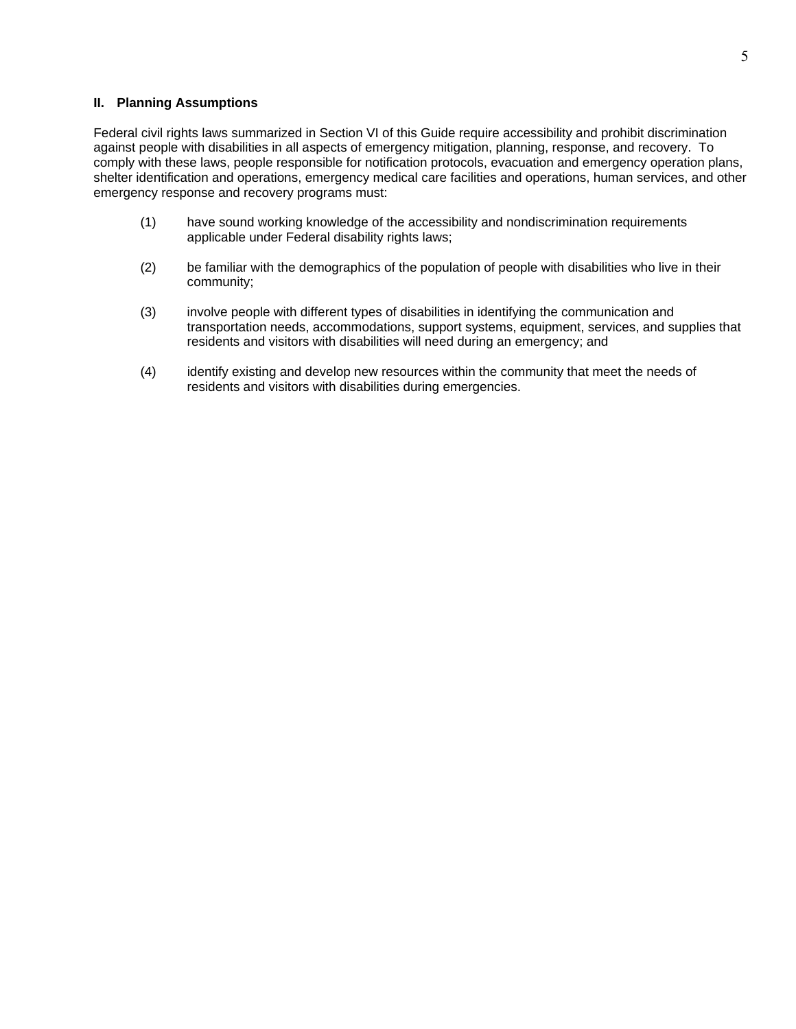## II. Planning Assumptions

Federal civil rights laws summarized in Section VI of this Guide require accessibility and prohibit discrimination against people with disabilities in all aspects of emergency mitigation, planning, response, and recovery. To comply with these laws, people responsible for notification protocols, evacuation and emergency operation plans, shelter identification and operations, emergency medical care facilities and operations, human services, and other emergency response and recovery programs must:

(1) have sound working knowledge of the accessibility and nondiscrimination requirements applicable under Federal disability rights laws;

(2) be familiar with the demographics of the population of people with disabilities who live in their community;

(3) involve people with different types of disabilities in identifying the communication and transportation needs, accommodations, support systems, equipment, services, and supplies that residents and visitors with disabilities will need during an emergency; and

(4) identify existing and develop new resources within the community that meet the needs of residents and visitors with disabilities during emergencies.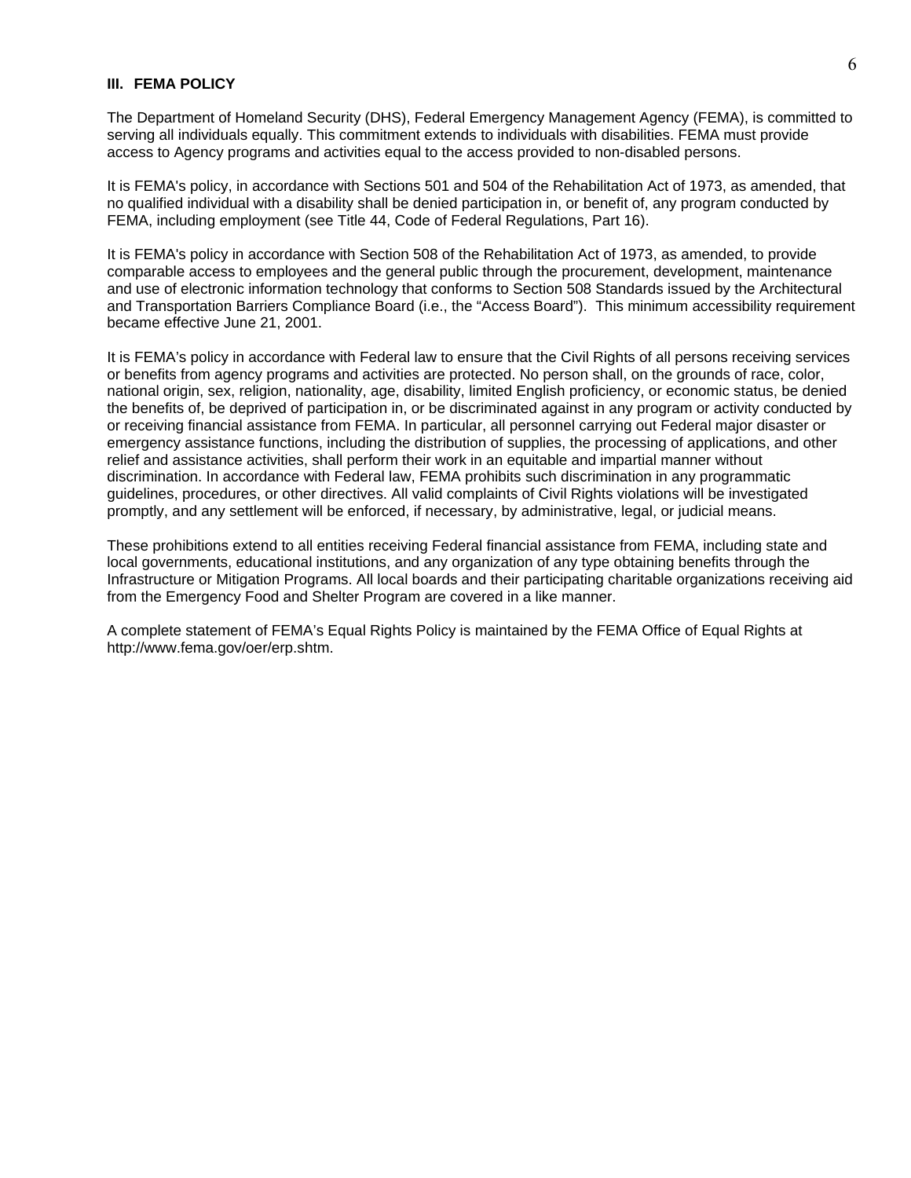## III. FEMA POLICY

The Department of Homeland Security (DHS), Federal Emergency Management Agency (FEMA), is committed to serving all individuals equally. This commitment extends to individuals with disabilities. FEMA must provide access to Agency programs and activities equal to the access provided to non-disabled persons.

It is FEMA's policy, in accordance with Sections 501 and 504 of the Rehabilitation Act of 1973, as amended, that no qualified individual with a disability shall be denied participation in, or benefit of, any program conducted by FEMA, including employment (see Title 44, Code of Federal Regulations, Part 16).

It is FEMA's policy in accordance with Section 508 of the Rehabilitation Act of 1973, as amended, to provide comparable access to employees and the general public through the procurement, development, maintenance and use of electronic information technology that conforms to Section 508 Standards issued by the Architectural and Transportation Barriers Compliance Board (i.e., the "Access Board"). This minimum accessibility requirement became effective June 21, 2001.

It is FEMA's policy in accordance with Federal law to ensure that the Civil Rights of all persons receiving services or benefits from agency programs and activities are protected. No person shall, on the grounds of race, color, national origin, sex, religion, nationality, age, disability, limited English proficiency, or economic status, be denied the benefits of, be deprived of participation in, or be discriminated against in any program or activity conducted by or receiving financial assistance from FEMA. In particular, all personnel carrying out Federal major disaster or emergency assistance functions, including the distribution of supplies, the processing of applications, and other relief and assistance activities, shall perform their work in an equitable and impartial manner without discrimination. In accordance with Federal law, FEMA prohibits such discrimination in any programmatic guidelines, procedures, or other directives. All valid complaints of Civil Rights violations will be investigated promptly, and any settlement will be enforced, if necessary, by administrative, legal, or judicial means.

These prohibitions extend to all entities receiving Federal financial assistance from FEMA, including state and local governments, educational institutions, and any organization of any type obtaining benefits through the Infrastructure or Mitigation Programs. All local boards and their participating charitable organizations receiving aid from the Emergency Food and Shelter Program are covered in a like manner.

A complete statement of FEMA's Equal Rights Policy is maintained by the FEMA Office of Equal Rights at http://www.fema.gov/oer/erp.shtm.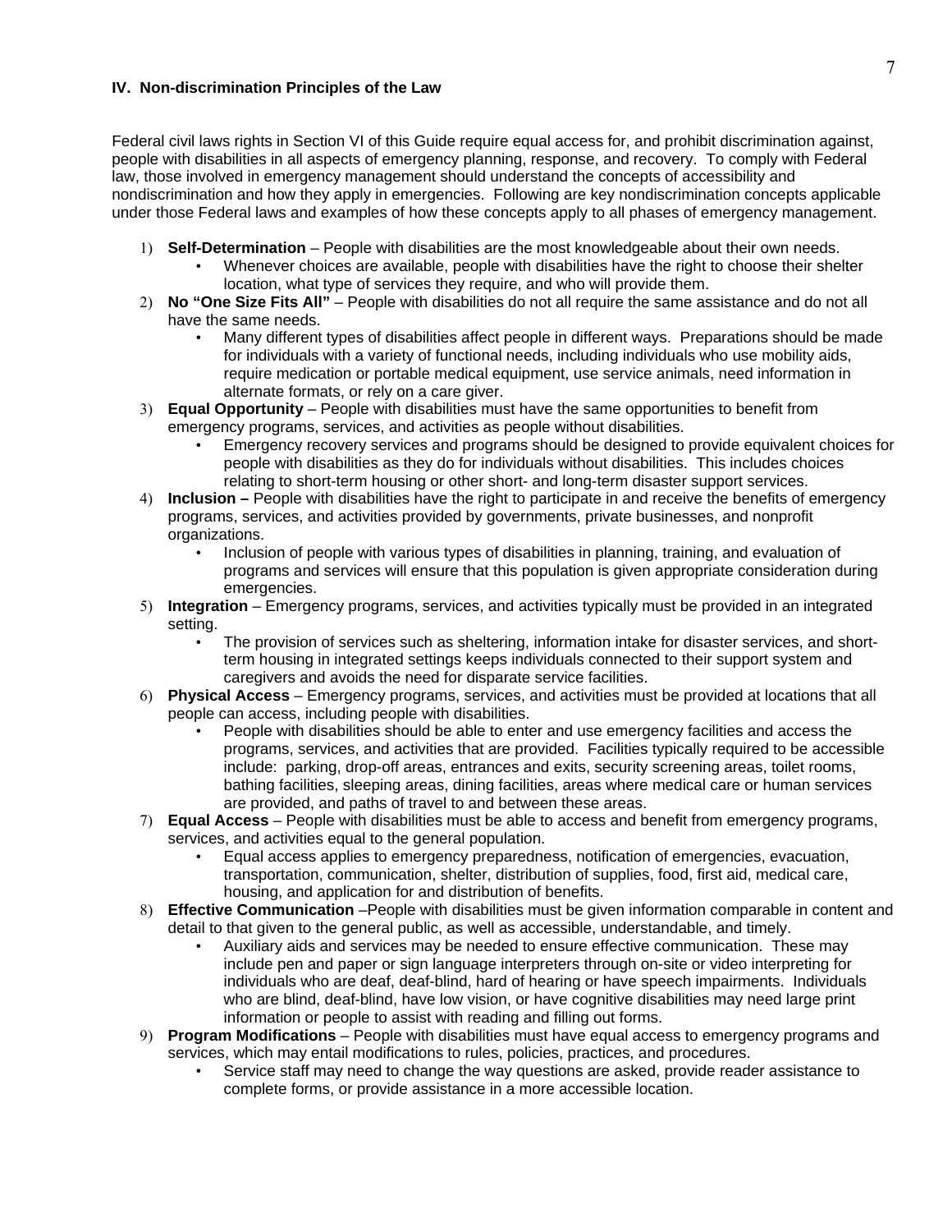## IV. Non-discrimination Principles of the Law

Federal civil laws rights in Section VI of this Guide require equal access for, and prohibit discrimination against, people with disabilities in all aspects of emergency planning, response, and recovery. To comply with Federal law, those involved in emergency management should understand the concepts of accessibility and nondiscrimination and how they apply in emergencies. Following are key nondiscrimination concepts applicable under those Federal laws and examples of how these concepts apply to all phases of emergency management.

1) **Self-Determination** – People with disabilities are the most knowledgeable about their own needs.
   - Whenever choices are available, people with disabilities have the right to choose their shelter location, what type of services they require, and who will provide them.
2) **No "One Size Fits All"** – People with disabilities do not all require the same assistance and do not all have the same needs.
   - Many different types of disabilities affect people in different ways. Preparations should be made for individuals with a variety of functional needs, including individuals who use mobility aids, require medication or portable medical equipment, use service animals, need information in alternate formats, or rely on a care giver.
3) **Equal Opportunity** – People with disabilities must have the same opportunities to benefit from emergency programs, services, and activities as people without disabilities.
   - Emergency recovery services and programs should be designed to provide equivalent choices for people with disabilities as they do for individuals without disabilities. This includes choices relating to short-term housing or other short- and long-term disaster support services.
4) **Inclusion –** People with disabilities have the right to participate in and receive the benefits of emergency programs, services, and activities provided by governments, private businesses, and nonprofit organizations.
   - Inclusion of people with various types of disabilities in planning, training, and evaluation of programs and services will ensure that this population is given appropriate consideration during emergencies.
5) **Integration** – Emergency programs, services, and activities typically must be provided in an integrated setting.
   - The provision of services such as sheltering, information intake for disaster services, and short-term housing in integrated settings keeps individuals connected to their support system and caregivers and avoids the need for disparate service facilities.
6) **Physical Access** – Emergency programs, services, and activities must be provided at locations that all people can access, including people with disabilities.
   - People with disabilities should be able to enter and use emergency facilities and access the programs, services, and activities that are provided. Facilities typically required to be accessible include: parking, drop-off areas, entrances and exits, security screening areas, toilet rooms, bathing facilities, sleeping areas, dining facilities, areas where medical care or human services are provided, and paths of travel to and between these areas.
7) **Equal Access** – People with disabilities must be able to access and benefit from emergency programs, services, and activities equal to the general population.
   - Equal access applies to emergency preparedness, notification of emergencies, evacuation, transportation, communication, shelter, distribution of supplies, food, first aid, medical care, housing, and application for and distribution of benefits.
8) **Effective Communication** –People with disabilities must be given information comparable in content and detail to that given to the general public, as well as accessible, understandable, and timely.
   - Auxiliary aids and services may be needed to ensure effective communication. These may include pen and paper or sign language interpreters through on-site or video interpreting for individuals who are deaf, deaf-blind, hard of hearing or have speech impairments. Individuals who are blind, deaf-blind, have low vision, or have cognitive disabilities may need large print information or people to assist with reading and filling out forms.
9) **Program Modifications** – People with disabilities must have equal access to emergency programs and services, which may entail modifications to rules, policies, practices, and procedures.
   - Service staff may need to change the way questions are asked, provide reader assistance to complete forms, or provide assistance in a more accessible location.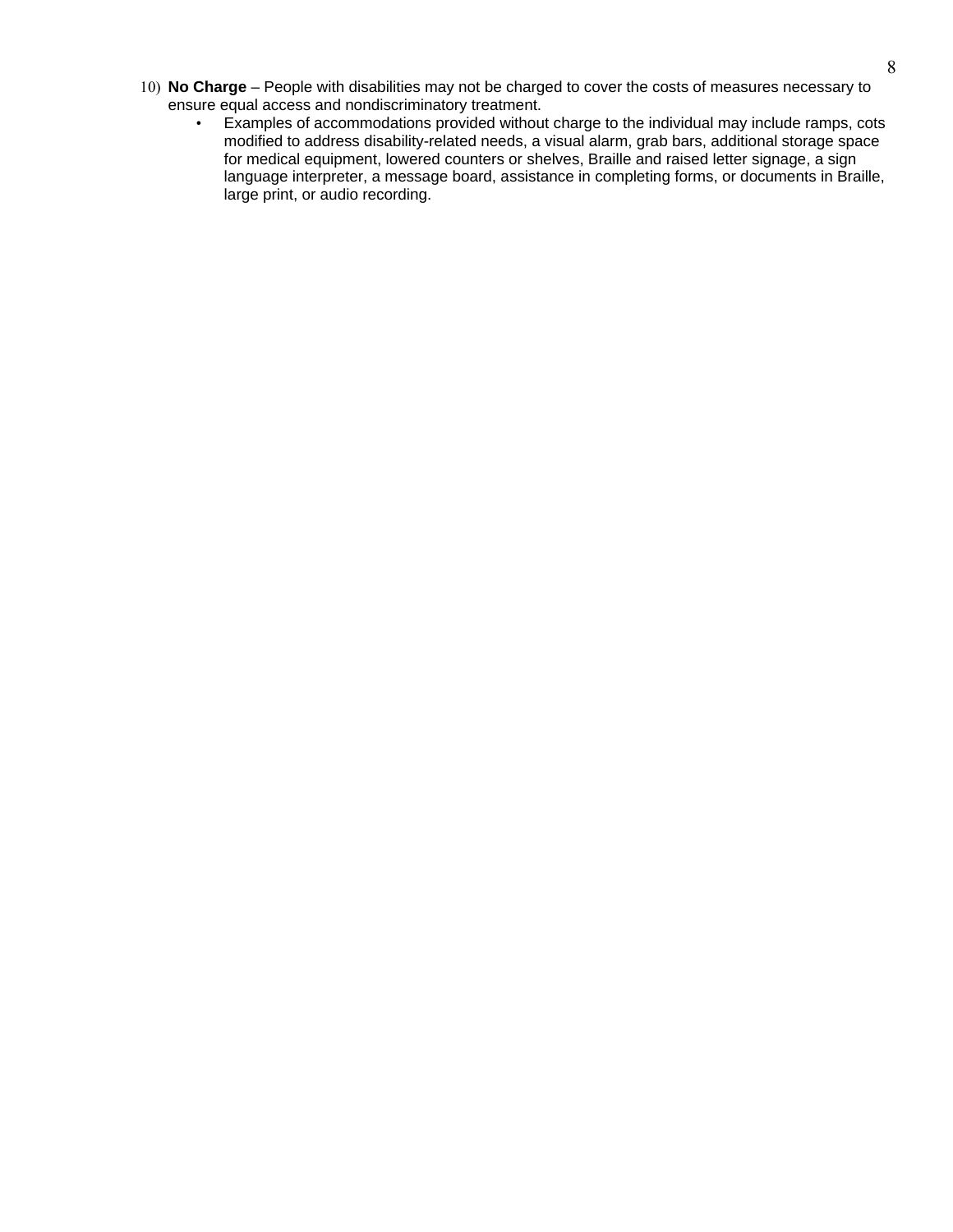10) **No Charge** – People with disabilities may not be charged to cover the costs of measures necessary to ensure equal access and nondiscriminatory treatment.
    - Examples of accommodations provided without charge to the individual may include ramps, cots modified to address disability-related needs, a visual alarm, grab bars, additional storage space for medical equipment, lowered counters or shelves, Braille and raised letter signage, a sign language interpreter, a message board, assistance in completing forms, or documents in Braille, large print, or audio recording.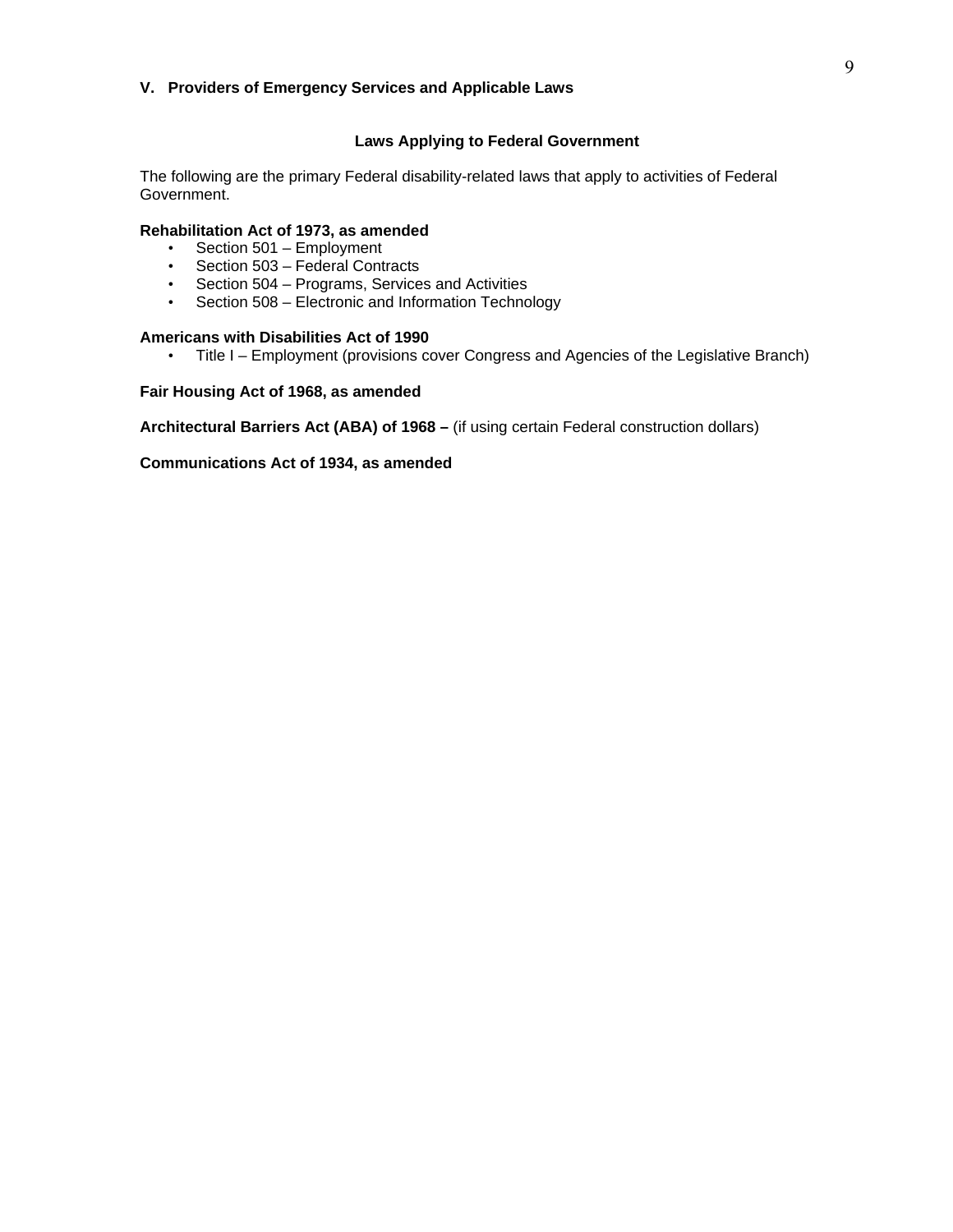## V. Providers of Emergency Services and Applicable Laws

### Laws Applying to Federal Government

The following are the primary Federal disability-related laws that apply to activities of Federal Government.

**Rehabilitation Act of 1973, as amended**

- Section 501 – Employment
- Section 503 – Federal Contracts
- Section 504 – Programs, Services and Activities
- Section 508 – Electronic and Information Technology

**Americans with Disabilities Act of 1990**

- Title I – Employment (provisions cover Congress and Agencies of the Legislative Branch)

**Fair Housing Act of 1968, as amended**

**Architectural Barriers Act (ABA) of 1968 –** (if using certain Federal construction dollars)

**Communications Act of 1934, as amended**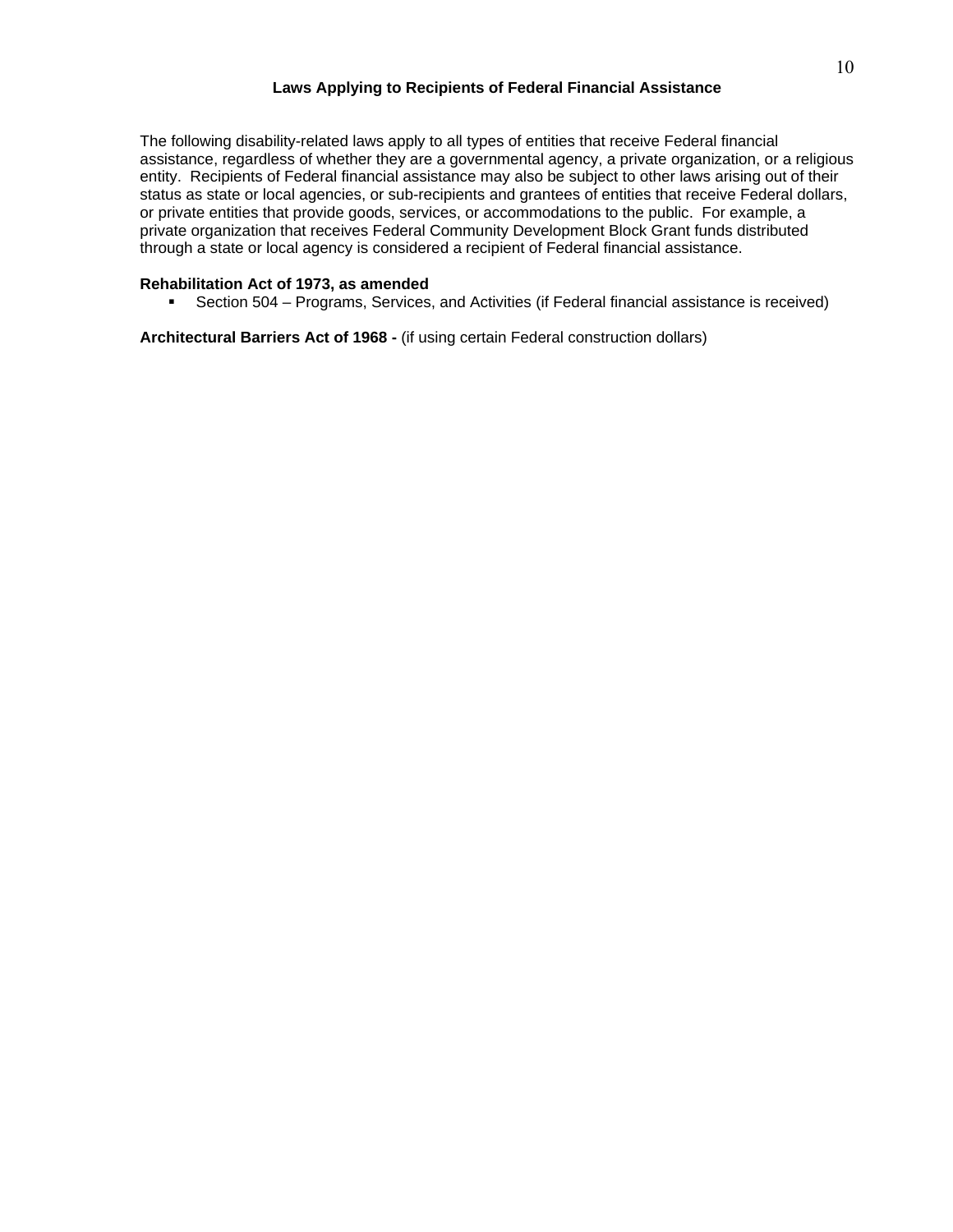## Laws Applying to Recipients of Federal Financial Assistance

The following disability-related laws apply to all types of entities that receive Federal financial assistance, regardless of whether they are a governmental agency, a private organization, or a religious entity. Recipients of Federal financial assistance may also be subject to other laws arising out of their status as state or local agencies, or sub-recipients and grantees of entities that receive Federal dollars, or private entities that provide goods, services, or accommodations to the public. For example, a private organization that receives Federal Community Development Block Grant funds distributed through a state or local agency is considered a recipient of Federal financial assistance.

**Rehabilitation Act of 1973, as amended**

- Section 504 – Programs, Services, and Activities (if Federal financial assistance is received)

**Architectural Barriers Act of 1968 -** (if using certain Federal construction dollars)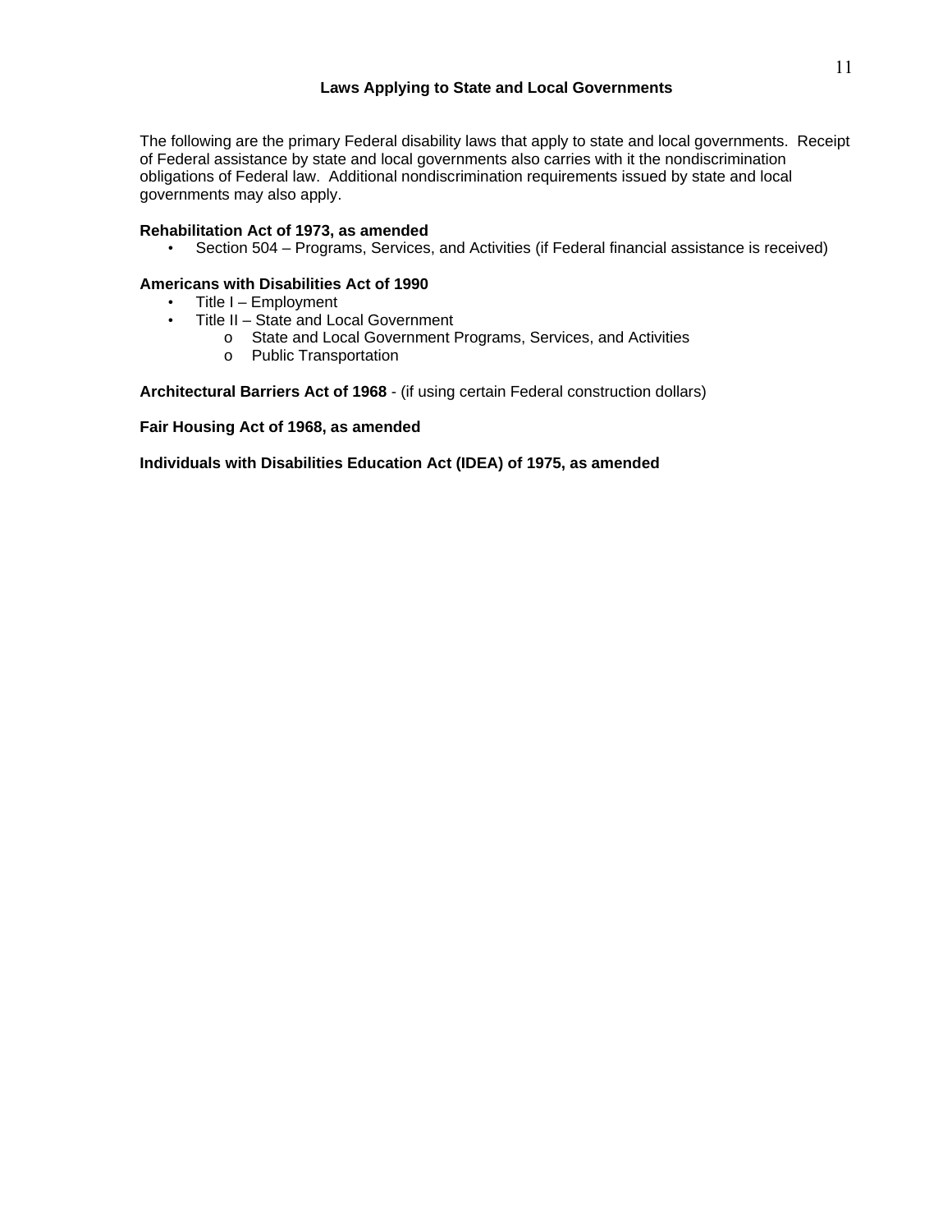## Laws Applying to State and Local Governments

The following are the primary Federal disability laws that apply to state and local governments. Receipt of Federal assistance by state and local governments also carries with it the nondiscrimination obligations of Federal law. Additional nondiscrimination requirements issued by state and local governments may also apply.

**Rehabilitation Act of 1973, as amended**

- Section 504 – Programs, Services, and Activities (if Federal financial assistance is received)

**Americans with Disabilities Act of 1990**

- Title I – Employment
- Title II – State and Local Government
  - State and Local Government Programs, Services, and Activities
  - Public Transportation

**Architectural Barriers Act of 1968** - (if using certain Federal construction dollars)

**Fair Housing Act of 1968, as amended**

**Individuals with Disabilities Education Act (IDEA) of 1975, as amended**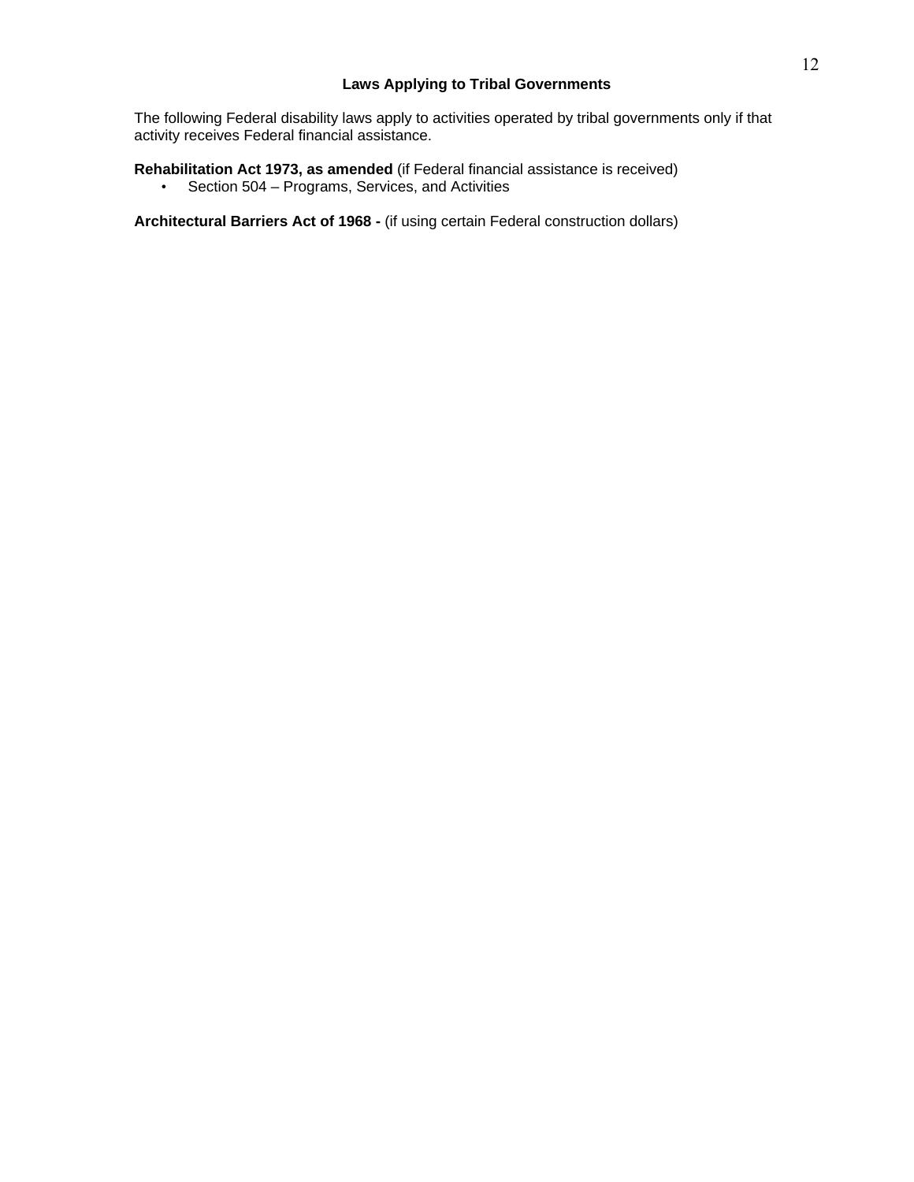## Laws Applying to Tribal Governments

The following Federal disability laws apply to activities operated by tribal governments only if that activity receives Federal financial assistance.

**Rehabilitation Act 1973, as amended** (if Federal financial assistance is received)

- Section 504 – Programs, Services, and Activities

**Architectural Barriers Act of 1968 -** (if using certain Federal construction dollars)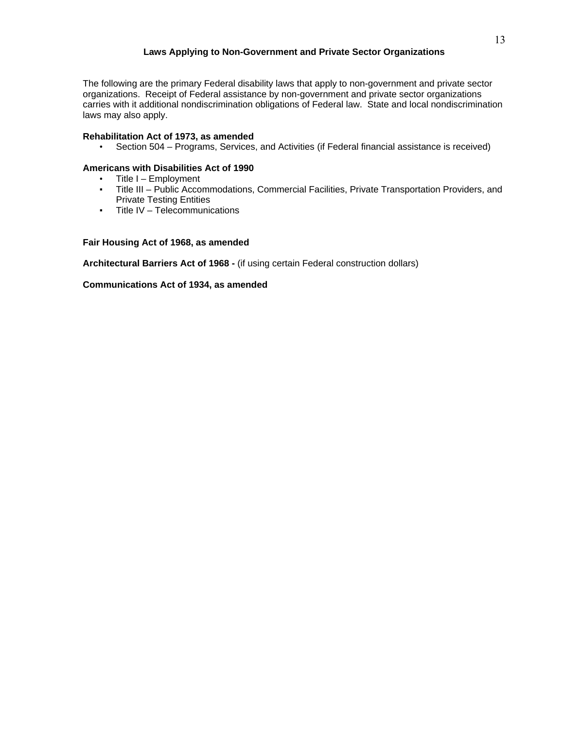## Laws Applying to Non-Government and Private Sector Organizations

The following are the primary Federal disability laws that apply to non-government and private sector organizations. Receipt of Federal assistance by non-government and private sector organizations carries with it additional nondiscrimination obligations of Federal law. State and local nondiscrimination laws may also apply.

**Rehabilitation Act of 1973, as amended**

- Section 504 – Programs, Services, and Activities (if Federal financial assistance is received)

**Americans with Disabilities Act of 1990**

- Title I – Employment
- Title III – Public Accommodations, Commercial Facilities, Private Transportation Providers, and Private Testing Entities
- Title IV – Telecommunications

**Fair Housing Act of 1968, as amended**

**Architectural Barriers Act of 1968 -** (if using certain Federal construction dollars)

**Communications Act of 1934, as amended**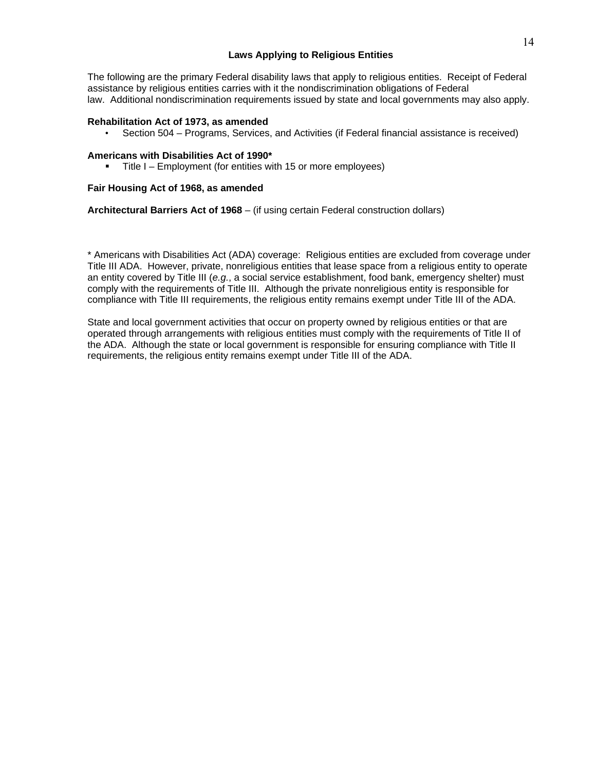## Laws Applying to Religious Entities

The following are the primary Federal disability laws that apply to religious entities. Receipt of Federal assistance by religious entities carries with it the nondiscrimination obligations of Federal law. Additional nondiscrimination requirements issued by state and local governments may also apply.

**Rehabilitation Act of 1973, as amended**

- Section 504 – Programs, Services, and Activities (if Federal financial assistance is received)

**Americans with Disabilities Act of 1990***

- Title I – Employment (for entities with 15 or more employees)

**Fair Housing Act of 1968, as amended**

**Architectural Barriers Act of 1968** – (if using certain Federal construction dollars)

* Americans with Disabilities Act (ADA) coverage: Religious entities are excluded from coverage under Title III ADA. However, private, nonreligious entities that lease space from a religious entity to operate an entity covered by Title III (*e.g.*, a social service establishment, food bank, emergency shelter) must comply with the requirements of Title III. Although the private nonreligious entity is responsible for compliance with Title III requirements, the religious entity remains exempt under Title III of the ADA.

State and local government activities that occur on property owned by religious entities or that are operated through arrangements with religious entities must comply with the requirements of Title II of the ADA. Although the state or local government is responsible for ensuring compliance with Title II requirements, the religious entity remains exempt under Title III of the ADA.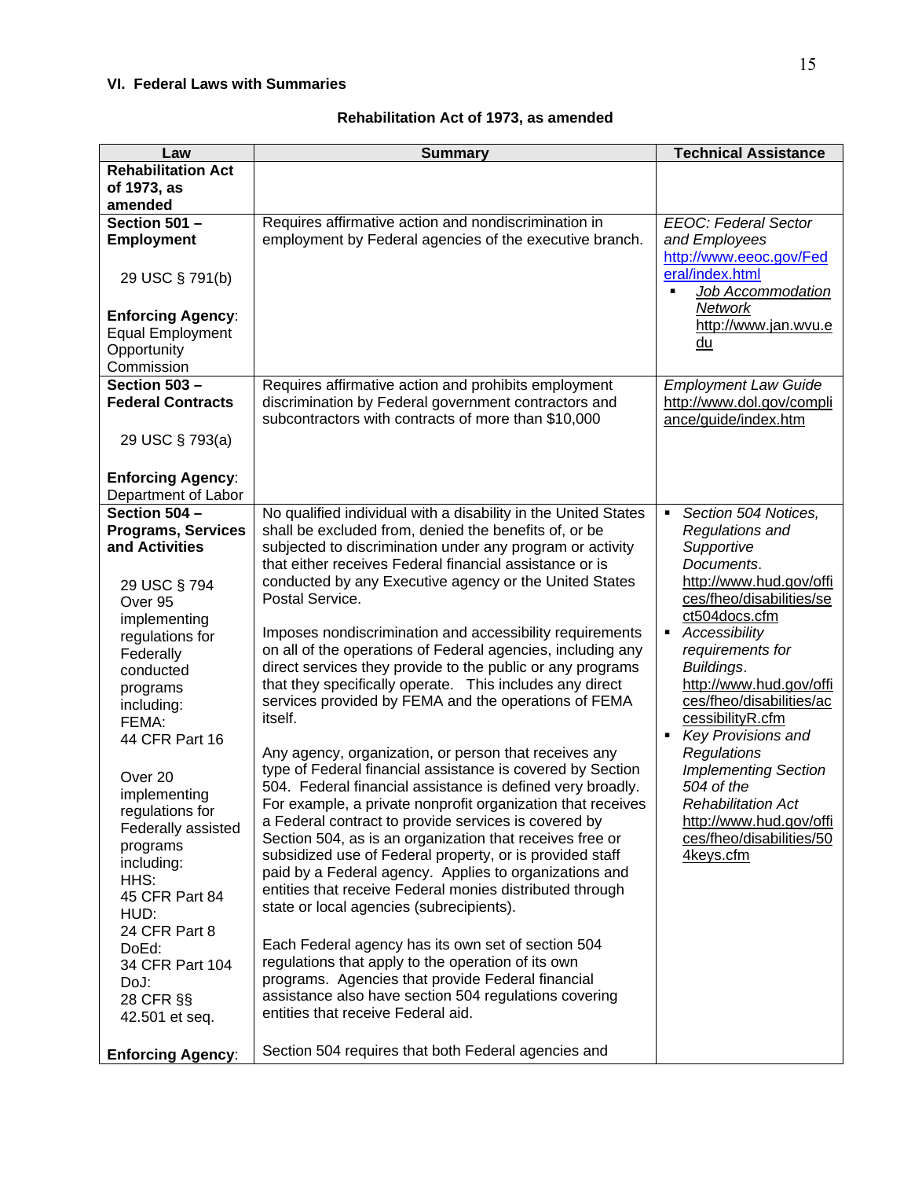## VI. Federal Laws with Summaries

### Rehabilitation Act of 1973, as amended

| Law | Summary | Technical Assistance |
|---|---|---|
| **Rehabilitation Act of 1973, as amended** | | |
| **Section 501 – Employment**<br><br>29 USC § 791(b)<br><br>**Enforcing Agency**: Equal Employment Opportunity Commission | Requires affirmative action and nondiscrimination in employment by Federal agencies of the executive branch. | *EEOC: Federal Sector and Employees* http://www.eeoc.gov/Federal/index.html<br>▪ *Job Accommodation Network* http://www.jan.wvu.edu |
| **Section 503 – Federal Contracts**<br><br>29 USC § 793(a)<br><br>**Enforcing Agency**: Department of Labor | Requires affirmative action and prohibits employment discrimination by Federal government contractors and subcontractors with contracts of more than $10,000 | *Employment Law Guide* http://www.dol.gov/compliance/guide/index.htm |
| **Section 504 – Programs, Services and Activities**<br><br>29 USC § 794<br>Over 95 implementing regulations for Federally conducted programs including:<br>FEMA:<br>44 CFR Part 16<br><br>Over 20 implementing regulations for Federally assisted programs including:<br>HHS:<br>45 CFR Part 84<br>HUD:<br>24 CFR Part 8<br>DoEd:<br>34 CFR Part 104<br>DoJ:<br>28 CFR §§ 42.501 et seq.<br><br>**Enforcing Agency**: | No qualified individual with a disability in the United States shall be excluded from, denied the benefits of, or be subjected to discrimination under any program or activity that either receives Federal financial assistance or is conducted by any Executive agency or the United States Postal Service.<br><br>Imposes nondiscrimination and accessibility requirements on all of the operations of Federal agencies, including any direct services they provide to the public or any programs that they specifically operate. This includes any direct services provided by FEMA and the operations of FEMA itself.<br><br>Any agency, organization, or person that receives any type of Federal financial assistance is covered by Section 504. Federal financial assistance is defined very broadly. For example, a private nonprofit organization that receives a Federal contract to provide services is covered by Section 504, as is an organization that receives free or subsidized use of Federal property, or is provided staff paid by a Federal agency. Applies to organizations and entities that receive Federal monies distributed through state or local agencies (subrecipients).<br><br>Each Federal agency has its own set of section 504 regulations that apply to the operation of its own programs. Agencies that provide Federal financial assistance also have section 504 regulations covering entities that receive Federal aid.<br><br>Section 504 requires that both Federal agencies and | ▪ *Section 504 Notices, Regulations and Supportive Documents*. http://www.hud.gov/offices/fheo/disabilities/sect504docs.cfm<br>▪ *Accessibility requirements for Buildings*. http://www.hud.gov/offices/fheo/disabilities/accessibilityR.cfm<br>▪ *Key Provisions and Regulations Implementing Section 504 of the Rehabilitation Act* http://www.hud.gov/offices/fheo/disabilities/504keys.cfm |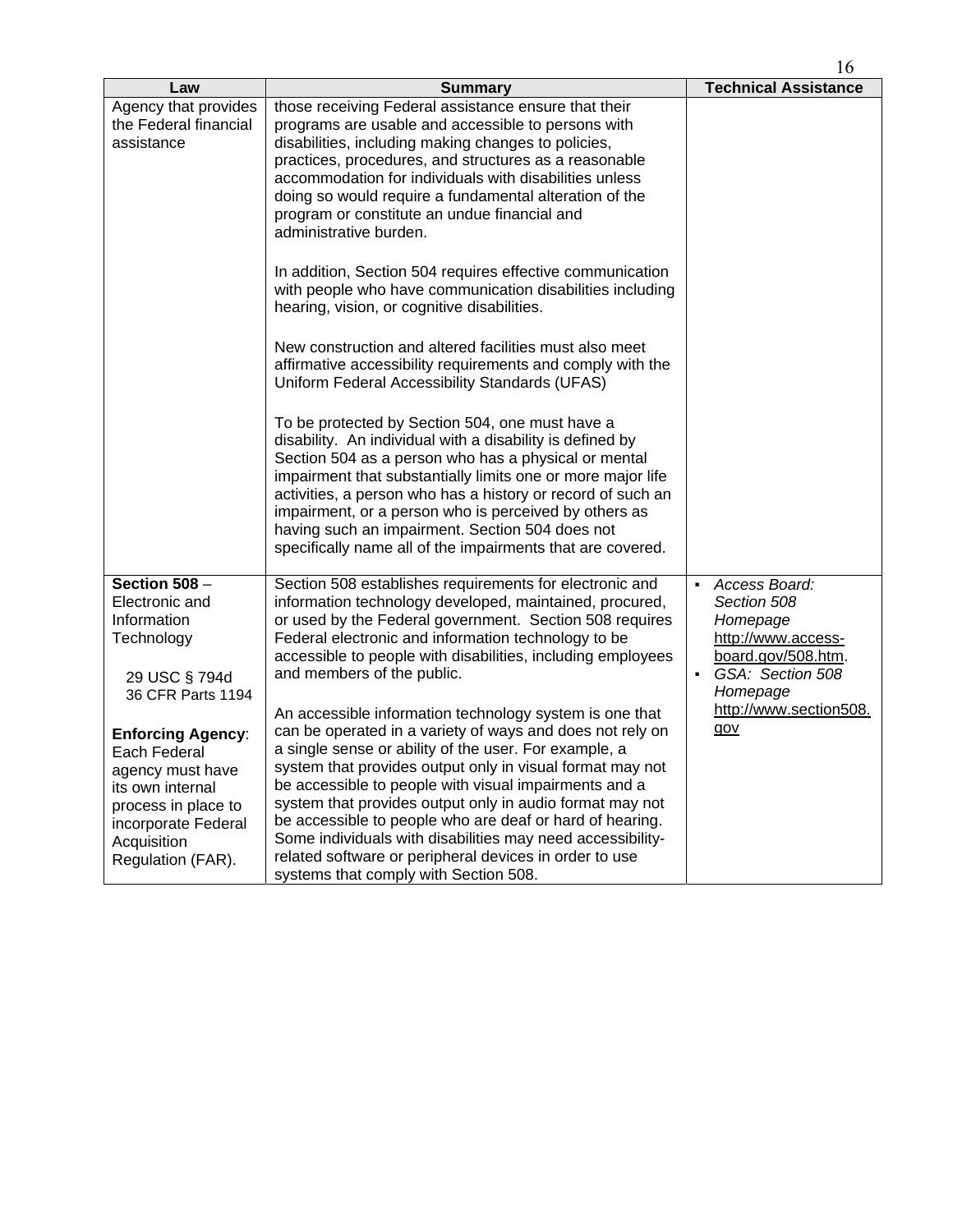| Law | Summary | Technical Assistance |
|---|---|---|
| Agency that provides the Federal financial assistance | those receiving Federal assistance ensure that their programs are usable and accessible to persons with disabilities, including making changes to policies, practices, procedures, and structures as a reasonable accommodation for individuals with disabilities unless doing so would require a fundamental alteration of the program or constitute an undue financial and administrative burden.<br><br>In addition, Section 504 requires effective communication with people who have communication disabilities including hearing, vision, or cognitive disabilities.<br><br>New construction and altered facilities must also meet affirmative accessibility requirements and comply with the Uniform Federal Accessibility Standards (UFAS)<br><br>To be protected by Section 504, one must have a disability. An individual with a disability is defined by Section 504 as a person who has a physical or mental impairment that substantially limits one or more major life activities, a person who has a history or record of such an impairment, or a person who is perceived by others as having such an impairment. Section 504 does not specifically name all of the impairments that are covered. | |
| **Section 508** – Electronic and Information Technology<br><br>29 USC § 794d<br>36 CFR Parts 1194<br><br>**Enforcing Agency**: Each Federal agency must have its own internal process in place to incorporate Federal Acquisition Regulation (FAR). | Section 508 establishes requirements for electronic and information technology developed, maintained, procured, or used by the Federal government. Section 508 requires Federal electronic and information technology to be accessible to people with disabilities, including employees and members of the public.<br><br>An accessible information technology system is one that can be operated in a variety of ways and does not rely on a single sense or ability of the user. For example, a system that provides output only in visual format may not be accessible to people with visual impairments and a system that provides output only in audio format may not be accessible to people who are deaf or hard of hearing. Some individuals with disabilities may need accessibility-related software or peripheral devices in order to use systems that comply with Section 508. | ▪ *Access Board: Section 508 Homepage* http://www.access-board.gov/508.htm.<br>▪ *GSA: Section 508 Homepage* http://www.section508.gov |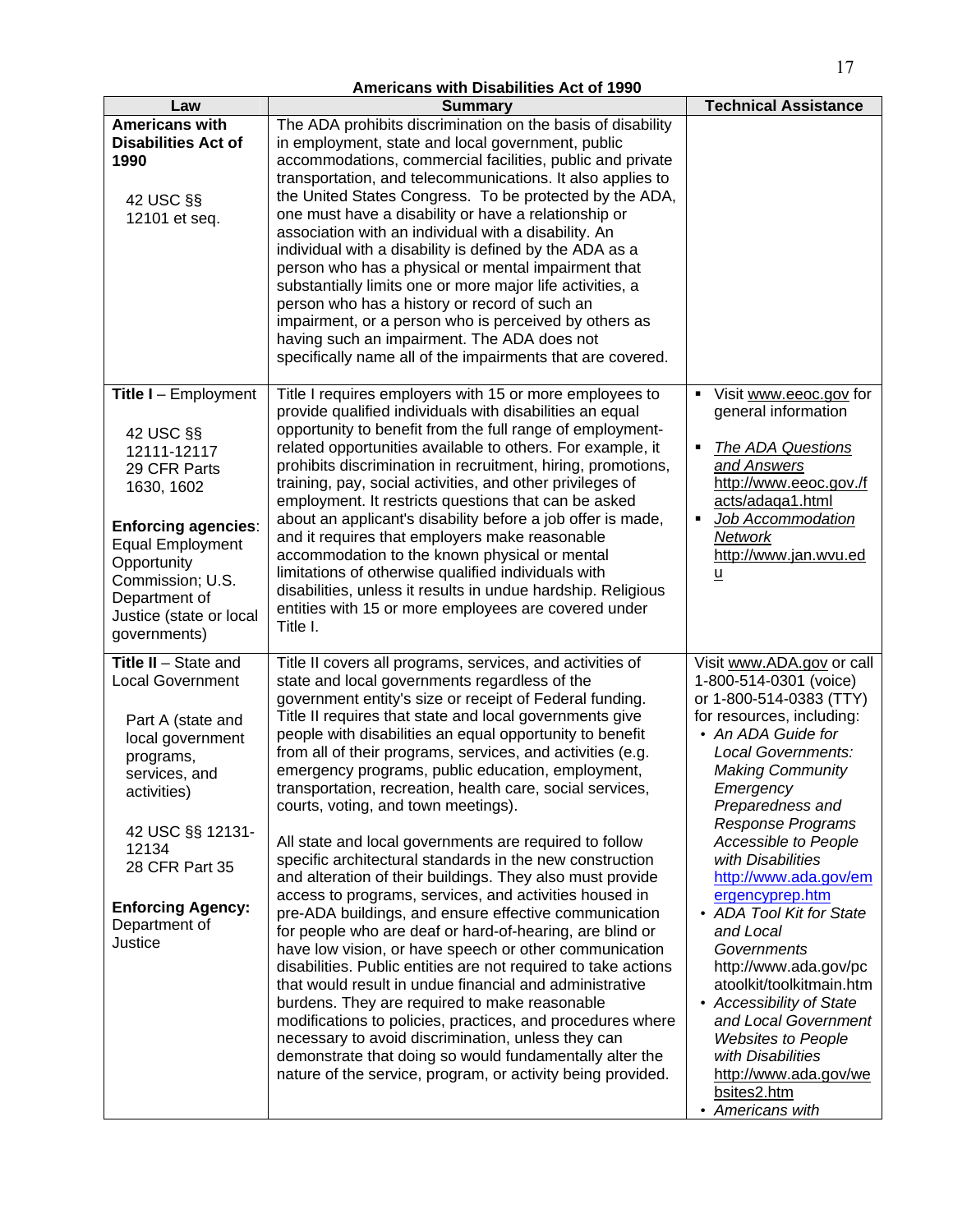**Americans with Disabilities Act of 1990**

| Law | Summary | Technical Assistance |
|---|---|---|
| **Americans with Disabilities Act of 1990**<br><br>42 USC §§ 12101 et seq. | The ADA prohibits discrimination on the basis of disability in employment, state and local government, public accommodations, commercial facilities, public and private transportation, and telecommunications. It also applies to the United States Congress. To be protected by the ADA, one must have a disability or have a relationship or association with an individual with a disability. An individual with a disability is defined by the ADA as a person who has a physical or mental impairment that substantially limits one or more major life activities, a person who has a history or record of such an impairment, or a person who is perceived by others as having such an impairment. The ADA does not specifically name all of the impairments that are covered. | |
| **Title I** – Employment<br><br>42 USC §§ 12111-12117<br>29 CFR Parts 1630, 1602<br><br>**Enforcing agencies**: Equal Employment Opportunity Commission; U.S. Department of Justice (state or local governments) | Title I requires employers with 15 or more employees to provide qualified individuals with disabilities an equal opportunity to benefit from the full range of employment-related opportunities available to others. For example, it prohibits discrimination in recruitment, hiring, promotions, training, pay, social activities, and other privileges of employment. It restricts questions that can be asked about an applicant's disability before a job offer is made, and it requires that employers make reasonable accommodation to the known physical or mental limitations of otherwise qualified individuals with disabilities, unless it results in undue hardship. Religious entities with 15 or more employees are covered under Title I. | ▪ Visit www.eeoc.gov for general information<br>▪ *The ADA Questions and Answers* http://www.eeoc.gov./facts/adaqa1.html<br>▪ *Job Accommodation Network* http://www.jan.wvu.edu |
| **Title II** – State and Local Government<br><br>Part A (state and local government programs, services, and activities)<br><br>42 USC §§ 12131-12134<br>28 CFR Part 35<br><br>**Enforcing Agency:** Department of Justice | Title II covers all programs, services, and activities of state and local governments regardless of the government entity's size or receipt of Federal funding. Title II requires that state and local governments give people with disabilities an equal opportunity to benefit from all of their programs, services, and activities (e.g. emergency programs, public education, employment, transportation, recreation, health care, social services, courts, voting, and town meetings).<br><br>All state and local governments are required to follow specific architectural standards in the new construction and alteration of their buildings. They also must provide access to programs, services, and activities housed in pre-ADA buildings, and ensure effective communication for people who are deaf or hard-of-hearing, are blind or have low vision, or have speech or other communication disabilities. Public entities are not required to take actions that would result in undue financial and administrative burdens. They are required to make reasonable modifications to policies, practices, and procedures where necessary to avoid discrimination, unless they can demonstrate that doing so would fundamentally alter the nature of the service, program, or activity being provided. | Visit www.ADA.gov or call 1-800-514-0301 (voice) or 1-800-514-0383 (TTY) for resources, including:<br>• *An ADA Guide for Local Governments: Making Community Emergency Preparedness and Response Programs Accessible to People with Disabilities* http://www.ada.gov/emergencyprep.htm<br>• *ADA Tool Kit for State and Local Governments* http://www.ada.gov/pcatoolkit/toolkitmain.htm<br>• *Accessibility of State and Local Government Websites to People with Disabilities* http://www.ada.gov/websites2.htm<br>• *Americans with* |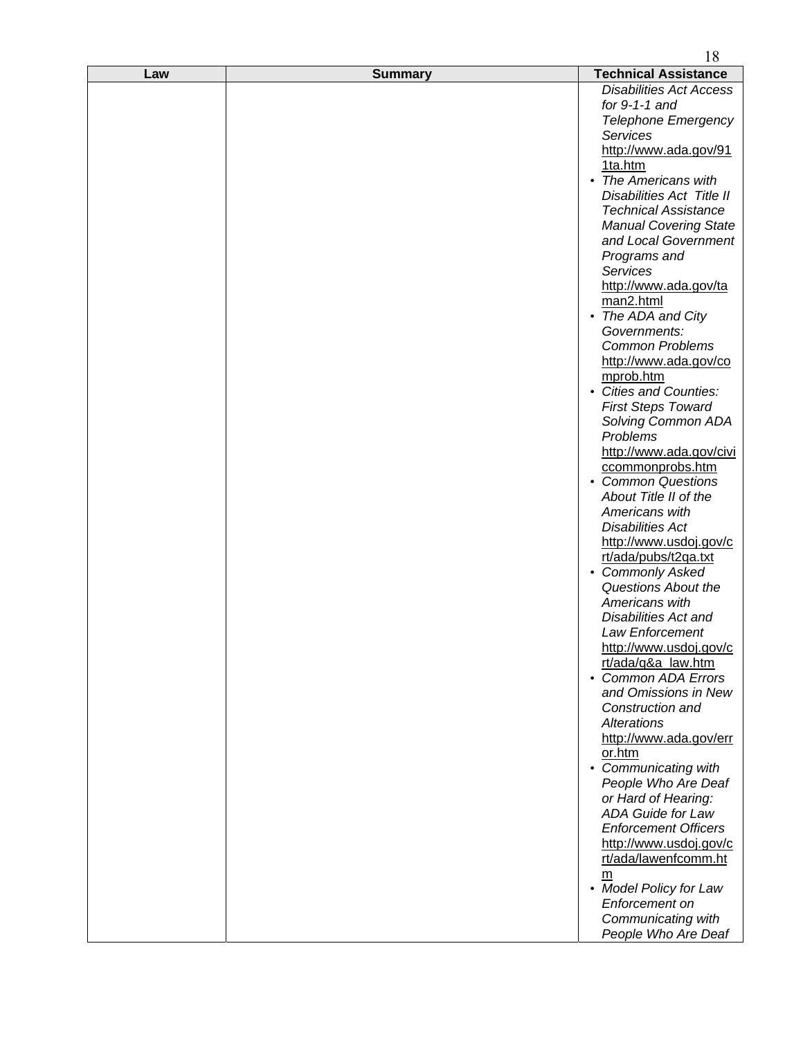| Law | Summary | Technical Assistance |
|---|---|---|
| | | *Disabilities Act Access for 9-1-1 and Telephone Emergency Services* http://www.ada.gov/911ta.htm<br>• *The Americans with Disabilities Act Title II Technical Assistance Manual Covering State and Local Government Programs and Services* http://www.ada.gov/taman2.html<br>• *The ADA and City Governments: Common Problems* http://www.ada.gov/comprob.htm<br>• *Cities and Counties: First Steps Toward Solving Common ADA Problems* http://www.ada.gov/civiccommonprobs.htm<br>• *Common Questions About Title II of the Americans with Disabilities Act* http://www.usdoj.gov/crt/ada/pubs/t2qa.txt<br>• *Commonly Asked Questions About the Americans with Disabilities Act and Law Enforcement* http://www.usdoj.gov/crt/ada/q&a_law.htm<br>• *Common ADA Errors and Omissions in New Construction and Alterations* http://www.ada.gov/error.htm<br>• *Communicating with People Who Are Deaf or Hard of Hearing: ADA Guide for Law Enforcement Officers* http://www.usdoj.gov/crt/ada/lawenfcomm.htm<br>• *Model Policy for Law Enforcement on Communicating with People Who Are Deaf* |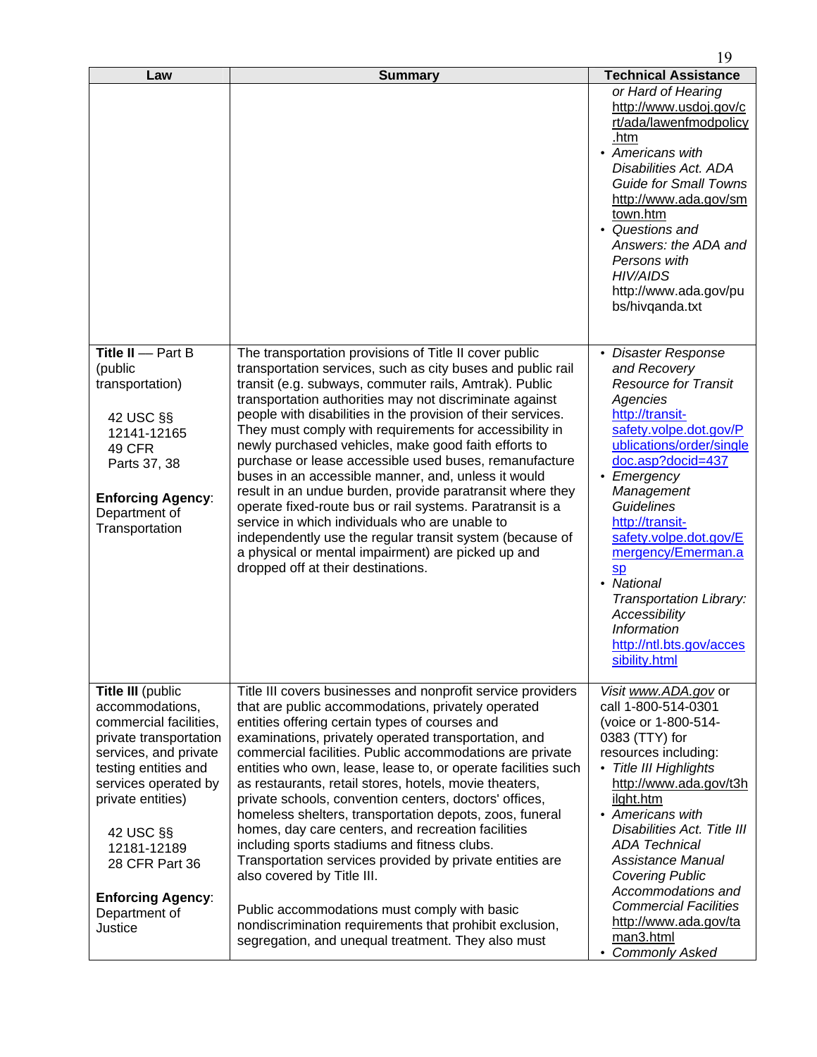| Law | Summary | Technical Assistance |
|---|---|---|
| | | *or Hard of Hearing* http://www.usdoj.gov/crt/ada/lawenfmodpolicy.htm<br>• *Americans with Disabilities Act. ADA Guide for Small Towns* http://www.ada.gov/smtown.htm<br>• *Questions and Answers: the ADA and Persons with HIV/AIDS* http://www.ada.gov/pubs/hivqanda.txt |
| **Title II** — Part B (public transportation)<br><br>42 USC §§ 12141-12165<br>49 CFR Parts 37, 38<br><br>**Enforcing Agency**: Department of Transportation | The transportation provisions of Title II cover public transportation services, such as city buses and public rail transit (e.g. subways, commuter rails, Amtrak). Public transportation authorities may not discriminate against people with disabilities in the provision of their services. They must comply with requirements for accessibility in newly purchased vehicles, make good faith efforts to purchase or lease accessible used buses, remanufacture buses in an accessible manner, and, unless it would result in an undue burden, provide paratransit where they operate fixed-route bus or rail systems. Paratransit is a service in which individuals who are unable to independently use the regular transit system (because of a physical or mental impairment) are picked up and dropped off at their destinations. | • *Disaster Response and Recovery Resource for Transit Agencies* http://transit-safety.volpe.dot.gov/Publications/order/singledoc.asp?docid=437<br>• *Emergency Management Guidelines* http://transit-safety.volpe.dot.gov/Emergency/Emerman.asp<br>• *National Transportation Library: Accessibility Information* http://ntl.bts.gov/accessibility.html |
| **Title III** (public accommodations, commercial facilities, private transportation services, and private testing entities and services operated by private entities)<br><br>42 USC §§ 12181-12189<br>28 CFR Part 36<br><br>**Enforcing Agency**: Department of Justice | Title III covers businesses and nonprofit service providers that are public accommodations, privately operated entities offering certain types of courses and examinations, privately operated transportation, and commercial facilities. Public accommodations are private entities who own, lease, lease to, or operate facilities such as restaurants, retail stores, hotels, movie theaters, private schools, convention centers, doctors' offices, homeless shelters, transportation depots, zoos, funeral homes, day care centers, and recreation facilities including sports stadiums and fitness clubs. Transportation services provided by private entities are also covered by Title III.<br><br>Public accommodations must comply with basic nondiscrimination requirements that prohibit exclusion, segregation, and unequal treatment. They also must | *Visit www.ADA.gov* or call 1-800-514-0301 (voice or 1-800-514-0383 (TTY) for resources including:<br>• *Title III Highlights* http://www.ada.gov/t3hilght.htm<br>• *Americans with Disabilities Act. Title III ADA Technical Assistance Manual Covering Public Accommodations and Commercial Facilities* http://www.ada.gov/taman3.html<br>• *Commonly Asked* |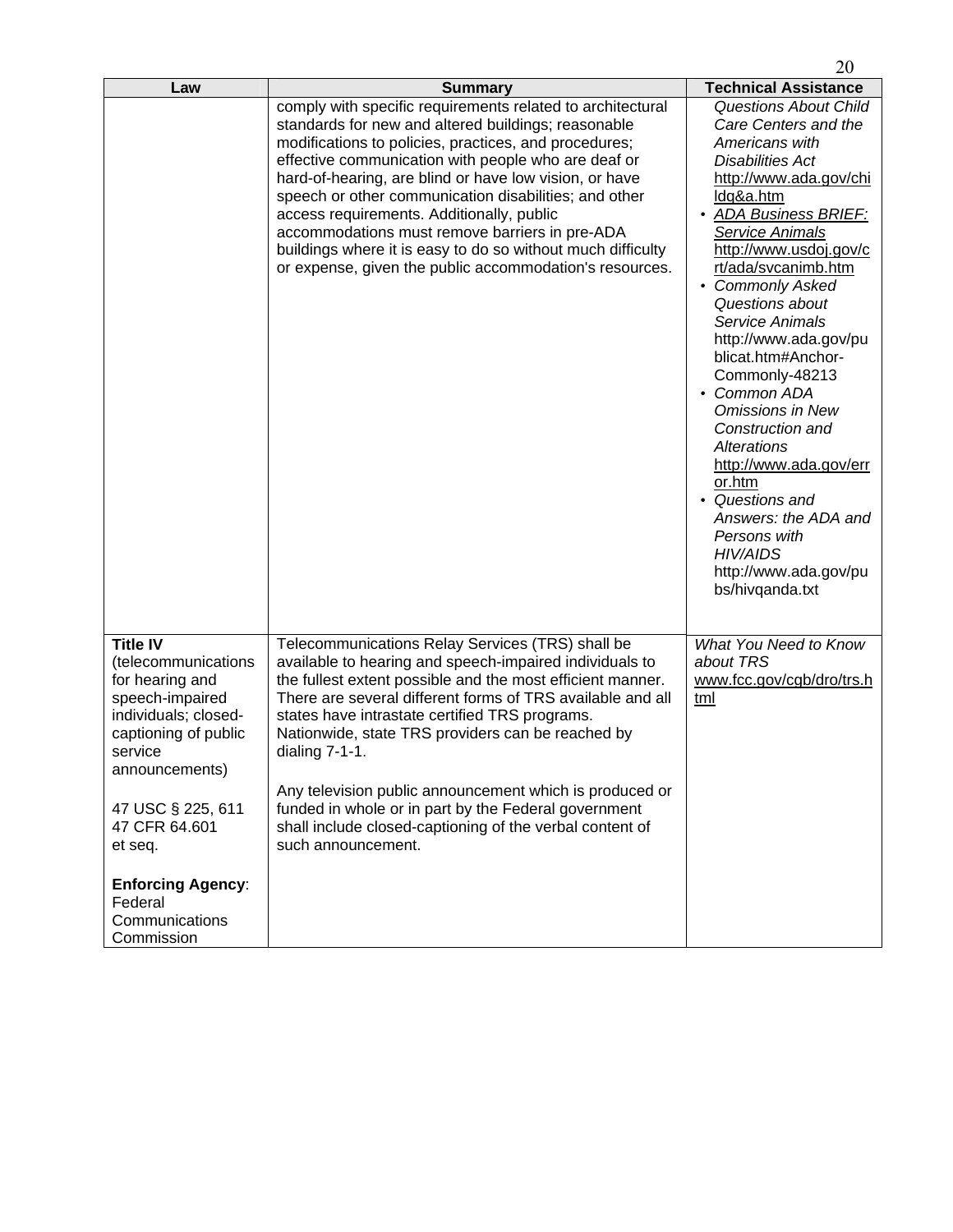| Law | Summary | Technical Assistance |
|---|---|---|
| | comply with specific requirements related to architectural standards for new and altered buildings; reasonable modifications to policies, practices, and procedures; effective communication with people who are deaf or hard-of-hearing, are blind or have low vision, or have speech or other communication disabilities; and other access requirements. Additionally, public accommodations must remove barriers in pre-ADA buildings where it is easy to do so without much difficulty or expense, given the public accommodation's resources. | *Questions About Child Care Centers and the Americans with Disabilities Act* http://www.ada.gov/childq&a.htm<br>• *ADA Business BRIEF: Service Animals* http://www.usdoj.gov/crt/ada/svcanimb.htm<br>• *Commonly Asked Questions about Service Animals* http://www.ada.gov/publicat.htm#Anchor-Commonly-48213<br>• *Common ADA Omissions in New Construction and Alterations* http://www.ada.gov/error.htm<br>• *Questions and Answers: the ADA and Persons with HIV/AIDS* http://www.ada.gov/pubs/hivqanda.txt |
| **Title IV** (telecommunications for hearing and speech-impaired individuals; closed-captioning of public service announcements)<br><br>47 USC § 225, 611<br>47 CFR 64.601 et seq.<br><br>**Enforcing Agency**: Federal Communications Commission | Telecommunications Relay Services (TRS) shall be available to hearing and speech-impaired individuals to the fullest extent possible and the most efficient manner. There are several different forms of TRS available and all states have intrastate certified TRS programs. Nationwide, state TRS providers can be reached by dialing 7-1-1.<br><br>Any television public announcement which is produced or funded in whole or in part by the Federal government shall include closed-captioning of the verbal content of such announcement. | *What You Need to Know about TRS* www.fcc.gov/cgb/dro/trs.html |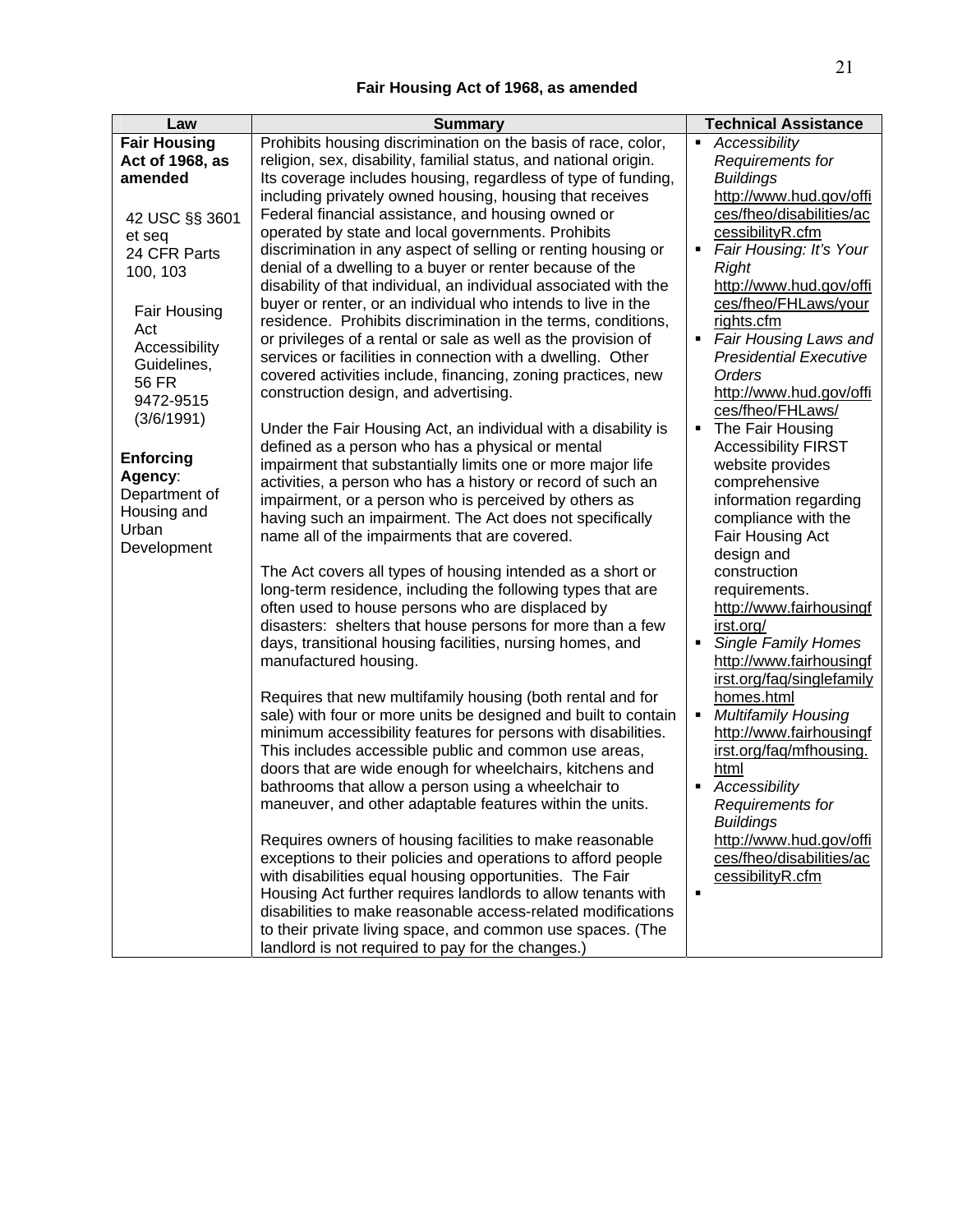**Fair Housing Act of 1968, as amended**

| Law | Summary | Technical Assistance |
|---|---|---|
| **Fair Housing Act of 1968, as amended**<br><br>42 USC §§ 3601 et seq<br>24 CFR Parts 100, 103<br><br>Fair Housing Act Accessibility Guidelines, 56 FR 9472-9515 (3/6/1991)<br><br>**Enforcing Agency**: Department of Housing and Urban Development | Prohibits housing discrimination on the basis of race, color, religion, sex, disability, familial status, and national origin. Its coverage includes housing, regardless of type of funding, including privately owned housing, housing that receives Federal financial assistance, and housing owned or operated by state and local governments. Prohibits discrimination in any aspect of selling or renting housing or denial of a dwelling to a buyer or renter because of the disability of that individual, an individual associated with the buyer or renter, or an individual who intends to live in the residence. Prohibits discrimination in the terms, conditions, or privileges of a rental or sale as well as the provision of services or facilities in connection with a dwelling. Other covered activities include, financing, zoning practices, new construction design, and advertising.<br><br>Under the Fair Housing Act, an individual with a disability is defined as a person who has a physical or mental impairment that substantially limits one or more major life activities, a person who has a history or record of such an impairment, or a person who is perceived by others as having such an impairment. The Act does not specifically name all of the impairments that are covered.<br><br>The Act covers all types of housing intended as a short or long-term residence, including the following types that are often used to house persons who are displaced by disasters: shelters that house persons for more than a few days, transitional housing facilities, nursing homes, and manufactured housing.<br><br>Requires that new multifamily housing (both rental and for sale) with four or more units be designed and built to contain minimum accessibility features for persons with disabilities. This includes accessible public and common use areas, doors that are wide enough for wheelchairs, kitchens and bathrooms that allow a person using a wheelchair to maneuver, and other adaptable features within the units.<br><br>Requires owners of housing facilities to make reasonable exceptions to their policies and operations to afford people with disabilities equal housing opportunities. The Fair Housing Act further requires landlords to allow tenants with disabilities to make reasonable access-related modifications to their private living space, and common use spaces. (The landlord is not required to pay for the changes.) | ▪ *Accessibility Requirements for Buildings* http://www.hud.gov/offices/fheo/disabilities/accessibilityR.cfm<br>▪ *Fair Housing: It's Your Right* http://www.hud.gov/offices/fheo/FHLaws/yourrights.cfm<br>▪ *Fair Housing Laws and Presidential Executive Orders* http://www.hud.gov/offices/fheo/FHLaws/<br>▪ The Fair Housing Accessibility FIRST website provides comprehensive information regarding compliance with the Fair Housing Act design and construction requirements. http://www.fairhousingfirst.org/<br>▪ *Single Family Homes* http://www.fairhousingfirst.org/faq/singlefamilyhomes.html<br>▪ *Multifamily Housing* http://www.fairhousingfirst.org/faq/mfhousing.html<br>▪ *Accessibility Requirements for Buildings* http://www.hud.gov/offices/fheo/disabilities/accessibilityR.cfm<br>▪ |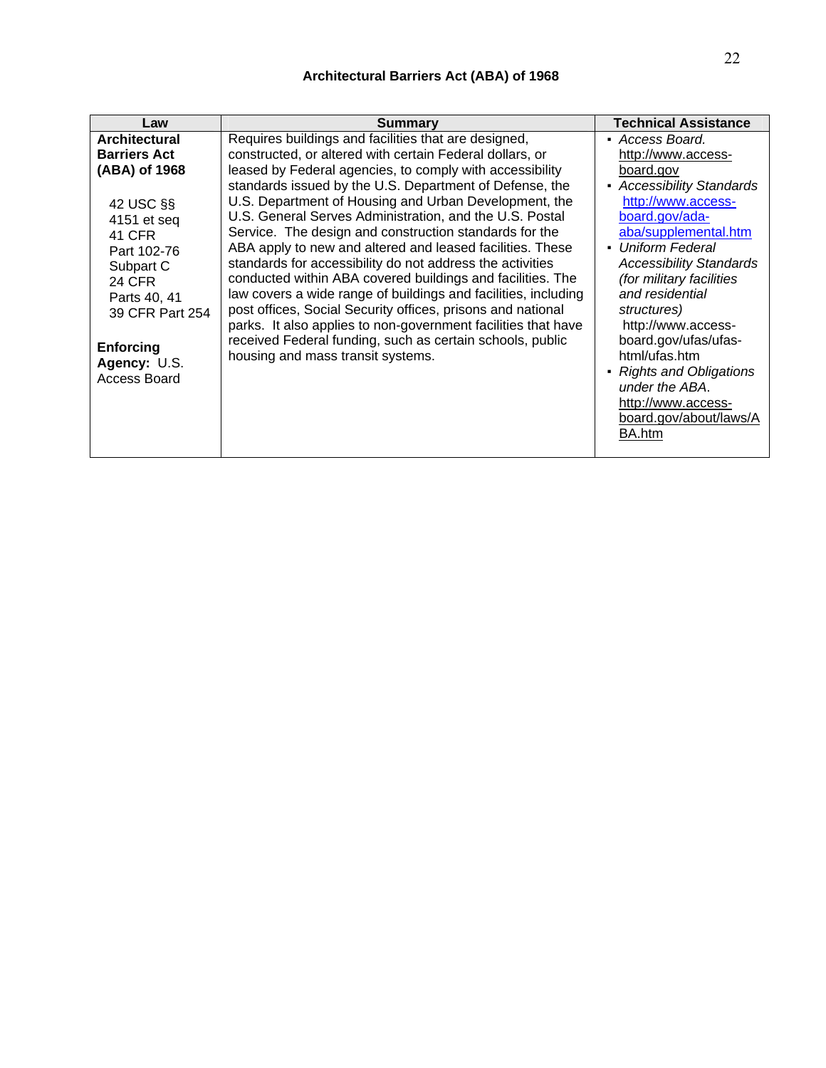## Architectural Barriers Act (ABA) of 1968

| Law | Summary | Technical Assistance |
|---|---|---|
| **Architectural Barriers Act (ABA) of 1968**<br><br>42 USC §§ 4151 et seq<br>41 CFR Part 102-76 Subpart C<br>24 CFR Parts 40, 41<br>39 CFR Part 254<br><br>**Enforcing Agency:** U.S. Access Board | Requires buildings and facilities that are designed, constructed, or altered with certain Federal dollars, or leased by Federal agencies, to comply with accessibility standards issued by the U.S. Department of Defense, the U.S. Department of Housing and Urban Development, the U.S. General Serves Administration, and the U.S. Postal Service. The design and construction standards for the ABA apply to new and altered and leased facilities. These standards for accessibility do not address the activities conducted within ABA covered buildings and facilities. The law covers a wide range of buildings and facilities, including post offices, Social Security offices, prisons and national parks. It also applies to non-government facilities that have received Federal funding, such as certain schools, public housing and mass transit systems. | ▪ *Access Board.* http://www.access-board.gov<br>▪ *Accessibility Standards* http://www.access-board.gov/ada-aba/supplemental.htm<br>▪ *Uniform Federal Accessibility Standards (for military facilities and residential structures)* http://www.access-board.gov/ufas/ufas-html/ufas.htm<br>▪ *Rights and Obligations under the ABA*. http://www.access-board.gov/about/laws/ABA.htm |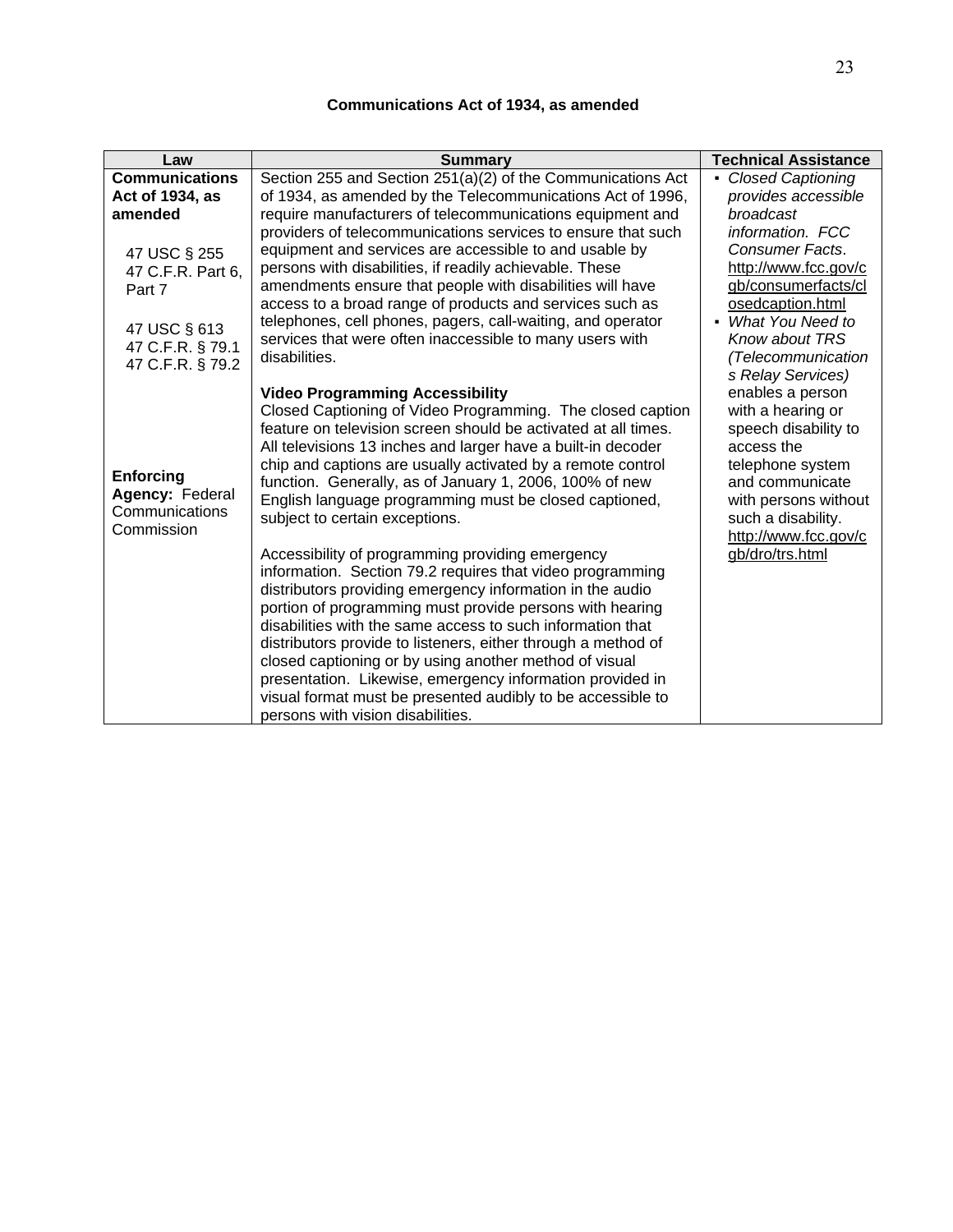### Communications Act of 1934, as amended

| Law | Summary | Technical Assistance |
|---|---|---|
| **Communications Act of 1934, as amended**<br><br>47 USC § 255<br>47 C.F.R. Part 6, Part 7<br><br>47 USC § 613<br>47 C.F.R. § 79.1<br>47 C.F.R. § 79.2<br><br>**Enforcing Agency:** Federal Communications Commission | Section 255 and Section 251(a)(2) of the Communications Act of 1934, as amended by the Telecommunications Act of 1996, require manufacturers of telecommunications equipment and providers of telecommunications services to ensure that such equipment and services are accessible to and usable by persons with disabilities, if readily achievable. These amendments ensure that people with disabilities will have access to a broad range of products and services such as telephones, cell phones, pagers, call-waiting, and operator services that were often inaccessible to many users with disabilities.<br><br>**Video Programming Accessibility**<br>Closed Captioning of Video Programming. The closed caption feature on television screen should be activated at all times. All televisions 13 inches and larger have a built-in decoder chip and captions are usually activated by a remote control function. Generally, as of January 1, 2006, 100% of new English language programming must be closed captioned, subject to certain exceptions.<br><br>Accessibility of programming providing emergency information. Section 79.2 requires that video programming distributors providing emergency information in the audio portion of programming must provide persons with hearing disabilities with the same access to such information that distributors provide to listeners, either through a method of closed captioning or by using another method of visual presentation. Likewise, emergency information provided in visual format must be presented audibly to be accessible to persons with vision disabilities. | ▪ *Closed Captioning provides accessible broadcast information. FCC Consumer Facts*. http://www.fcc.gov/cgb/consumerfacts/closedcaption.html<br>▪ *What You Need to Know about TRS (Telecommunications Relay Services)* enables a person with a hearing or speech disability to access the telephone system and communicate with persons without such a disability. http://www.fcc.gov/cgb/dro/trs.html |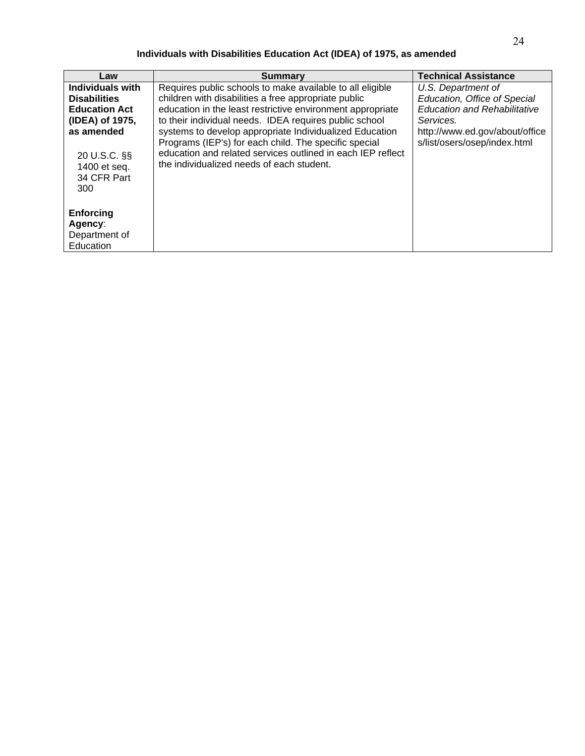**Individuals with Disabilities Education Act (IDEA) of 1975, as amended**

| Law | Summary | Technical Assistance |
|---|---|---|
| **Individuals with Disabilities Education Act (IDEA) of 1975, as amended**<br><br>20 U.S.C. §§ 1400 et seq.<br>34 CFR Part 300<br><br>**Enforcing Agency**: Department of Education | Requires public schools to make available to all eligible children with disabilities a free appropriate public education in the least restrictive environment appropriate to their individual needs. IDEA requires public school systems to develop appropriate Individualized Education Programs (IEP's) for each child. The specific special education and related services outlined in each IEP reflect the individualized needs of each student. | *U.S. Department of Education, Office of Special Education and Rehabilitative Services.*<br>http://www.ed.gov/about/offices/list/osers/osep/index.html |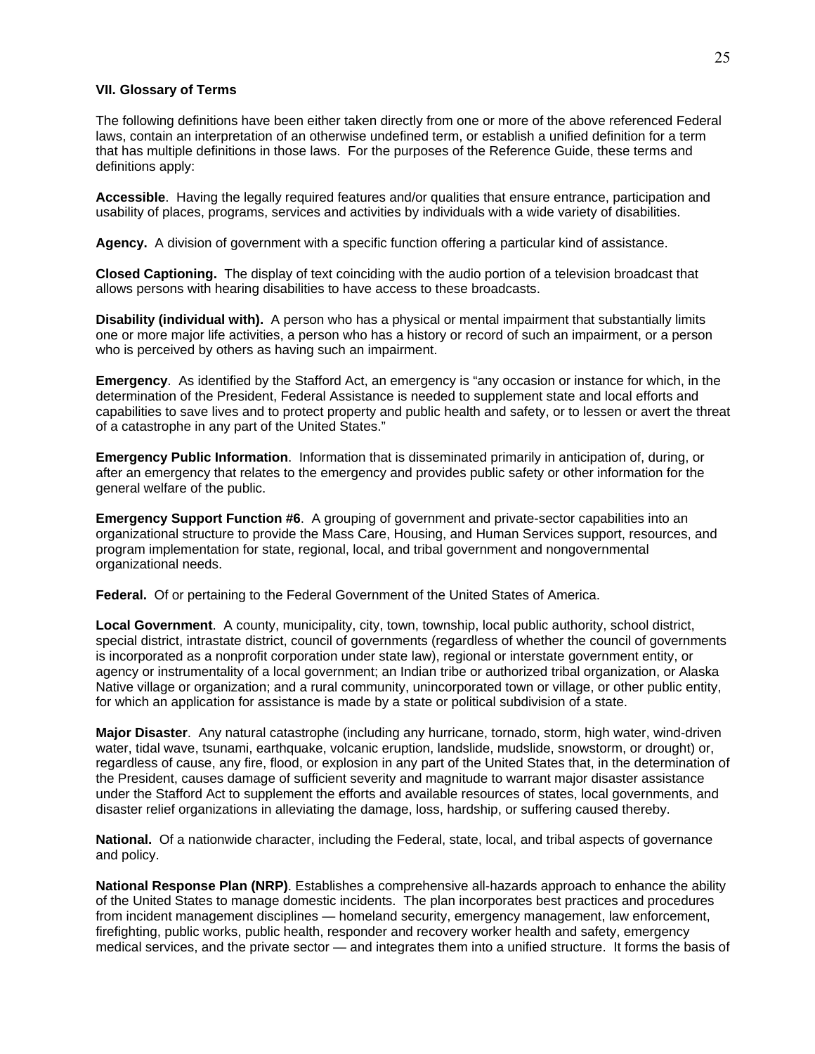## VII. Glossary of Terms

The following definitions have been either taken directly from one or more of the above referenced Federal laws, contain an interpretation of an otherwise undefined term, or establish a unified definition for a term that has multiple definitions in those laws. For the purposes of the Reference Guide, these terms and definitions apply:

**Accessible**. Having the legally required features and/or qualities that ensure entrance, participation and usability of places, programs, services and activities by individuals with a wide variety of disabilities.

**Agency.** A division of government with a specific function offering a particular kind of assistance.

**Closed Captioning.** The display of text coinciding with the audio portion of a television broadcast that allows persons with hearing disabilities to have access to these broadcasts.

**Disability (individual with).** A person who has a physical or mental impairment that substantially limits one or more major life activities, a person who has a history or record of such an impairment, or a person who is perceived by others as having such an impairment.

**Emergency**. As identified by the Stafford Act, an emergency is "any occasion or instance for which, in the determination of the President, Federal Assistance is needed to supplement state and local efforts and capabilities to save lives and to protect property and public health and safety, or to lessen or avert the threat of a catastrophe in any part of the United States."

**Emergency Public Information**. Information that is disseminated primarily in anticipation of, during, or after an emergency that relates to the emergency and provides public safety or other information for the general welfare of the public.

**Emergency Support Function #6**. A grouping of government and private-sector capabilities into an organizational structure to provide the Mass Care, Housing, and Human Services support, resources, and program implementation for state, regional, local, and tribal government and nongovernmental organizational needs.

**Federal.** Of or pertaining to the Federal Government of the United States of America.

**Local Government**. A county, municipality, city, town, township, local public authority, school district, special district, intrastate district, council of governments (regardless of whether the council of governments is incorporated as a nonprofit corporation under state law), regional or interstate government entity, or agency or instrumentality of a local government; an Indian tribe or authorized tribal organization, or Alaska Native village or organization; and a rural community, unincorporated town or village, or other public entity, for which an application for assistance is made by a state or political subdivision of a state.

**Major Disaster**. Any natural catastrophe (including any hurricane, tornado, storm, high water, wind-driven water, tidal wave, tsunami, earthquake, volcanic eruption, landslide, mudslide, snowstorm, or drought) or, regardless of cause, any fire, flood, or explosion in any part of the United States that, in the determination of the President, causes damage of sufficient severity and magnitude to warrant major disaster assistance under the Stafford Act to supplement the efforts and available resources of states, local governments, and disaster relief organizations in alleviating the damage, loss, hardship, or suffering caused thereby.

**National.** Of a nationwide character, including the Federal, state, local, and tribal aspects of governance and policy.

**National Response Plan (NRP)**. Establishes a comprehensive all-hazards approach to enhance the ability of the United States to manage domestic incidents. The plan incorporates best practices and procedures from incident management disciplines — homeland security, emergency management, law enforcement, firefighting, public works, public health, responder and recovery worker health and safety, emergency medical services, and the private sector — and integrates them into a unified structure. It forms the basis of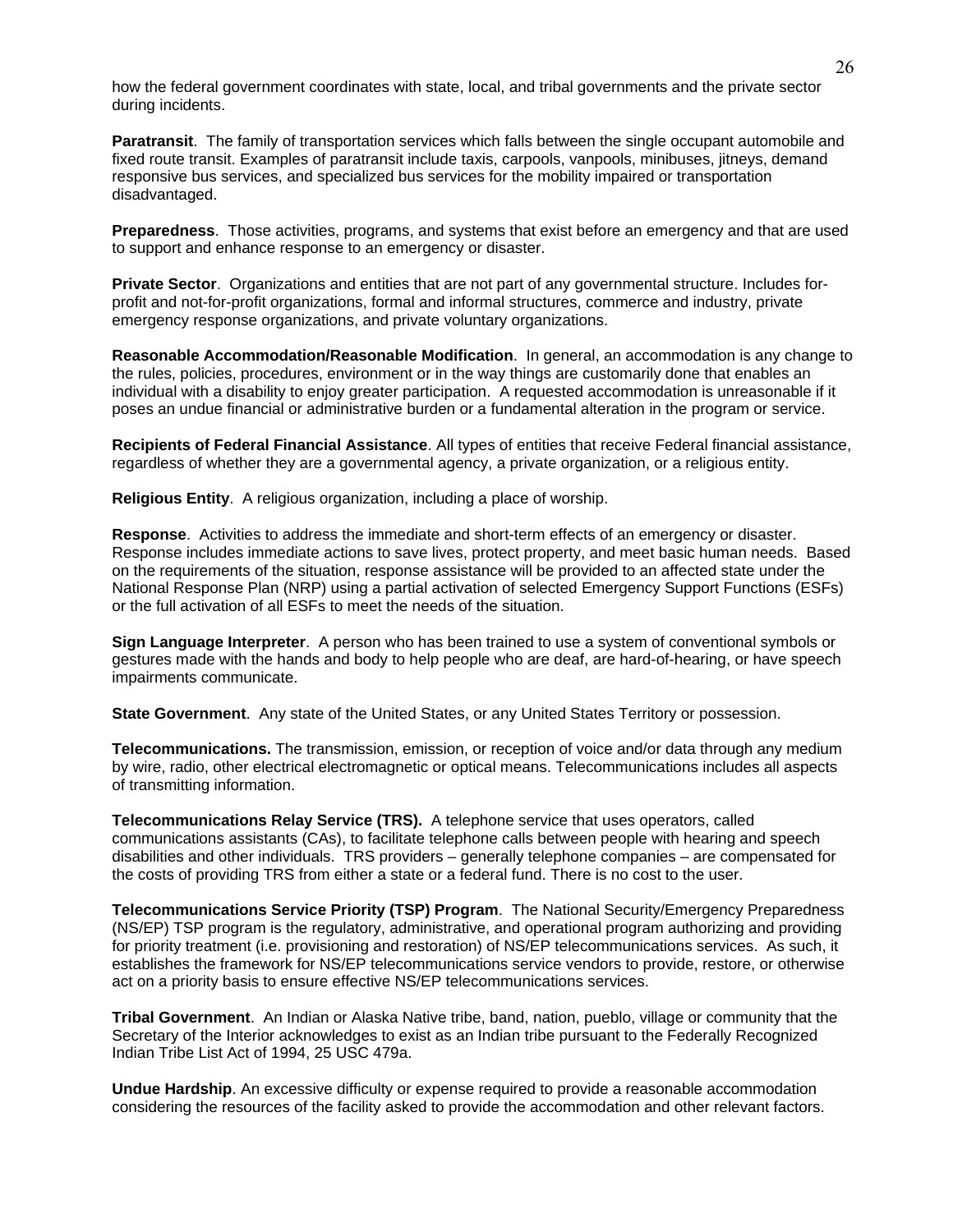how the federal government coordinates with state, local, and tribal governments and the private sector during incidents.

**Paratransit**. The family of transportation services which falls between the single occupant automobile and fixed route transit. Examples of paratransit include taxis, carpools, vanpools, minibuses, jitneys, demand responsive bus services, and specialized bus services for the mobility impaired or transportation disadvantaged.

**Preparedness**. Those activities, programs, and systems that exist before an emergency and that are used to support and enhance response to an emergency or disaster.

**Private Sector**. Organizations and entities that are not part of any governmental structure. Includes for-profit and not-for-profit organizations, formal and informal structures, commerce and industry, private emergency response organizations, and private voluntary organizations.

**Reasonable Accommodation/Reasonable Modification**. In general, an accommodation is any change to the rules, policies, procedures, environment or in the way things are customarily done that enables an individual with a disability to enjoy greater participation. A requested accommodation is unreasonable if it poses an undue financial or administrative burden or a fundamental alteration in the program or service.

**Recipients of Federal Financial Assistance**. All types of entities that receive Federal financial assistance, regardless of whether they are a governmental agency, a private organization, or a religious entity.

**Religious Entity**. A religious organization, including a place of worship.

**Response**. Activities to address the immediate and short-term effects of an emergency or disaster. Response includes immediate actions to save lives, protect property, and meet basic human needs. Based on the requirements of the situation, response assistance will be provided to an affected state under the National Response Plan (NRP) using a partial activation of selected Emergency Support Functions (ESFs) or the full activation of all ESFs to meet the needs of the situation.

**Sign Language Interpreter**. A person who has been trained to use a system of conventional symbols or gestures made with the hands and body to help people who are deaf, are hard-of-hearing, or have speech impairments communicate.

**State Government**. Any state of the United States, or any United States Territory or possession.

**Telecommunications.** The transmission, emission, or reception of voice and/or data through any medium by wire, radio, other electrical electromagnetic or optical means. Telecommunications includes all aspects of transmitting information.

**Telecommunications Relay Service (TRS).** A telephone service that uses operators, called communications assistants (CAs), to facilitate telephone calls between people with hearing and speech disabilities and other individuals. TRS providers – generally telephone companies – are compensated for the costs of providing TRS from either a state or a federal fund. There is no cost to the user.

**Telecommunications Service Priority (TSP) Program**. The National Security/Emergency Preparedness (NS/EP) TSP program is the regulatory, administrative, and operational program authorizing and providing for priority treatment (i.e. provisioning and restoration) of NS/EP telecommunications services. As such, it establishes the framework for NS/EP telecommunications service vendors to provide, restore, or otherwise act on a priority basis to ensure effective NS/EP telecommunications services.

**Tribal Government**. An Indian or Alaska Native tribe, band, nation, pueblo, village or community that the Secretary of the Interior acknowledges to exist as an Indian tribe pursuant to the Federally Recognized Indian Tribe List Act of 1994, 25 USC 479a.

**Undue Hardship**. An excessive difficulty or expense required to provide a reasonable accommodation considering the resources of the facility asked to provide the accommodation and other relevant factors.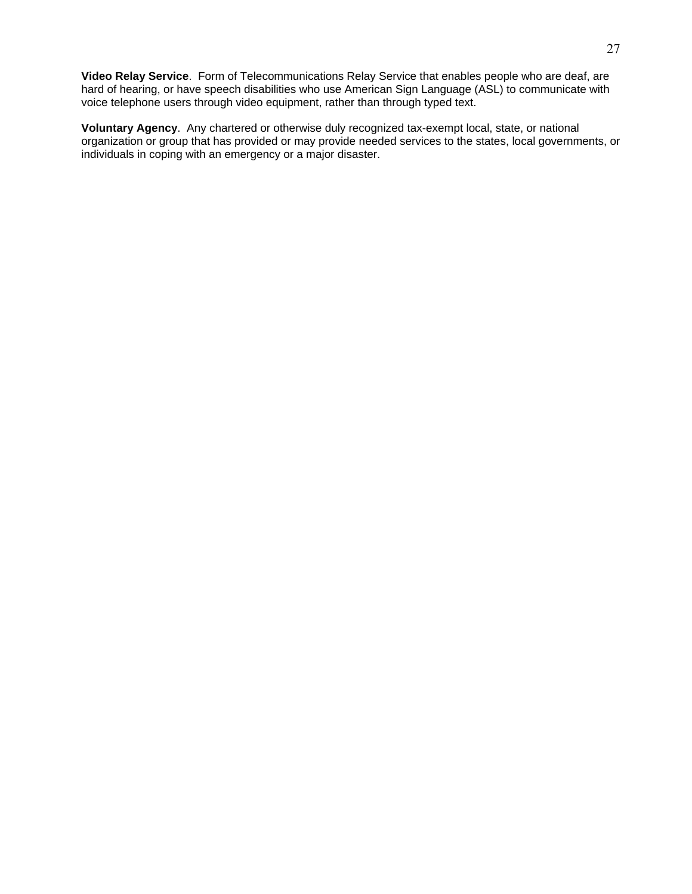**Video Relay Service**. Form of Telecommunications Relay Service that enables people who are deaf, are hard of hearing, or have speech disabilities who use American Sign Language (ASL) to communicate with voice telephone users through video equipment, rather than through typed text.

**Voluntary Agency**. Any chartered or otherwise duly recognized tax-exempt local, state, or national organization or group that has provided or may provide needed services to the states, local governments, or individuals in coping with an emergency or a major disaster.